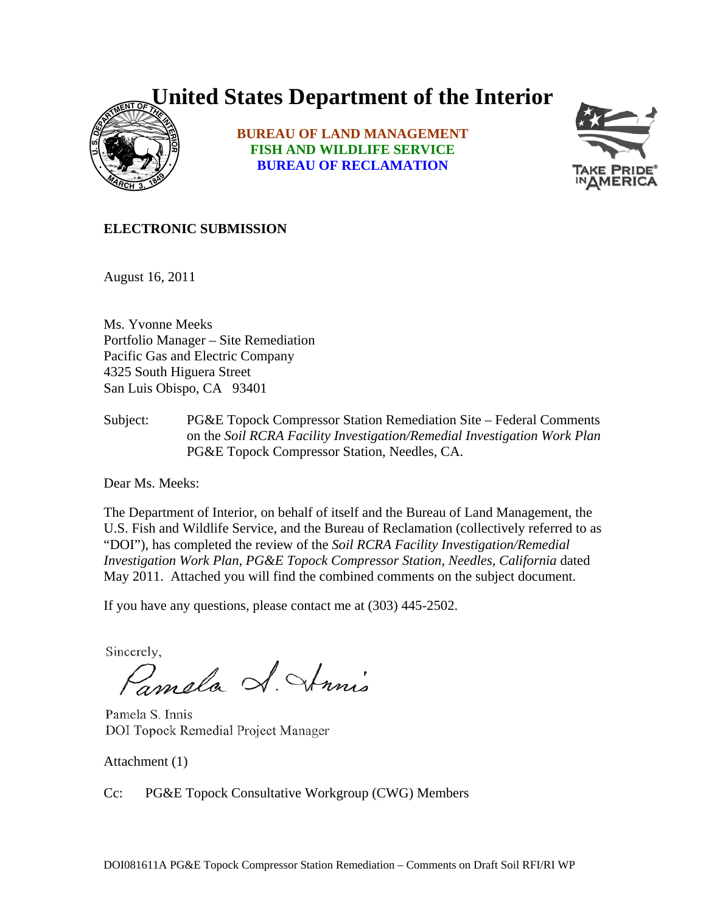# United States Department of the Interior

**BUREAU OF LAND MANAGEMENT**
**FISH AND WILDLIFE SERVICE**
**BUREAU OF RECLAMATION**

**ELECTRONIC SUBMISSION**

August 16, 2011

Ms. Yvonne Meeks
Portfolio Manager – Site Remediation
Pacific Gas and Electric Company
4325 South Higuera Street
San Luis Obispo, CA 93401

Subject: PG&E Topock Compressor Station Remediation Site – Federal Comments on the *Soil RCRA Facility Investigation/Remedial Investigation Work Plan* PG&E Topock Compressor Station, Needles, CA.

Dear Ms. Meeks:

The Department of Interior, on behalf of itself and the Bureau of Land Management, the U.S. Fish and Wildlife Service, and the Bureau of Reclamation (collectively referred to as "DOI"), has completed the review of the *Soil RCRA Facility Investigation/Remedial Investigation Work Plan, PG&E Topock Compressor Station, Needles, California* dated May 2011. Attached you will find the combined comments on the subject document.

If you have any questions, please contact me at (303) 445-2502.

Sincerely,

Pamela S. Innis
DOI Topock Remedial Project Manager

Attachment (1)

Cc: PG&E Topock Consultative Workgroup (CWG) Members

DOI081611A PG&E Topock Compressor Station Remediation – Comments on Draft Soil RFI/RI WP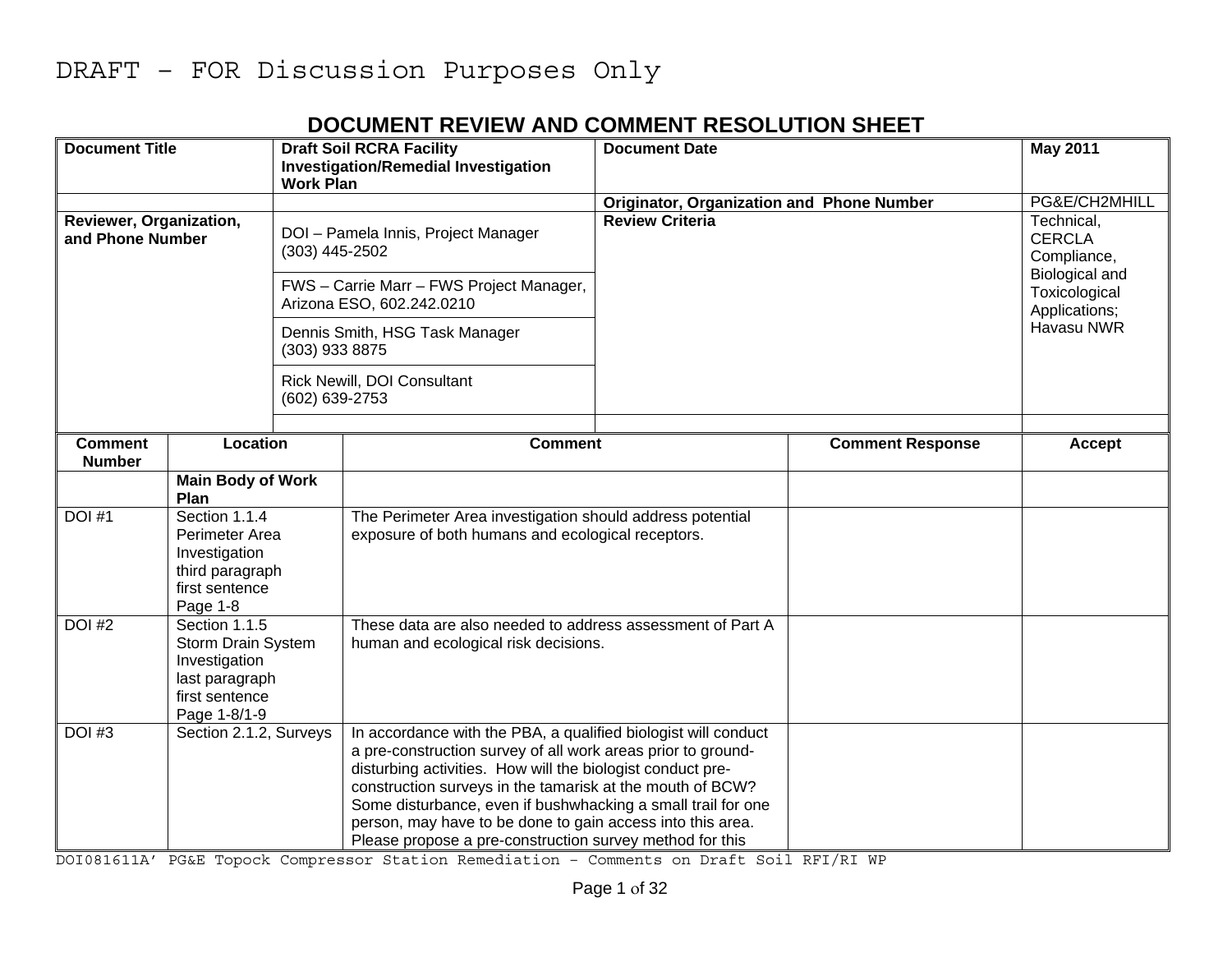DRAFT – FOR Discussion Purposes Only

## DOCUMENT REVIEW AND COMMENT RESOLUTION SHEET

| **Document Title** | **Draft Soil RCRA Facility Investigation/Remedial Investigation Work Plan** | **Document Date** | **May 2011** |
|---|---|---|---|
| | | **Originator, Organization and Phone Number** | PG&E/CH2MHILL |
| **Reviewer, Organization, and Phone Number** | DOI – Pamela Innis, Project Manager (303) 445-2502 | **Review Criteria** | Technical, CERCLA Compliance, Biological and Toxicological Applications; Havasu NWR |
| | FWS – Carrie Marr – FWS Project Manager, Arizona ESO, 602.242.0210 | | |
| | Dennis Smith, HSG Task Manager (303) 933 8875 | | |
| | Rick Newill, DOI Consultant (602) 639-2753 | | |
| | | | |

| Comment Number | Location | Comment | Comment Response | Accept |
|---|---|---|---|---|
| | **Main Body of Work Plan** | | | |
| DOI #1 | Section 1.1.4 Perimeter Area Investigation third paragraph first sentence Page 1-8 | The Perimeter Area investigation should address potential exposure of both humans and ecological receptors. | | |
| DOI #2 | Section 1.1.5 Storm Drain System Investigation last paragraph first sentence Page 1-8/1-9 | These data are also needed to address assessment of Part A human and ecological risk decisions. | | |
| DOI #3 | Section 2.1.2, Surveys | In accordance with the PBA, a qualified biologist will conduct a pre-construction survey of all work areas prior to ground-disturbing activities. How will the biologist conduct pre-construction surveys in the tamarisk at the mouth of BCW? Some disturbance, even if bushwhacking a small trail for one person, may have to be done to gain access into this area. Please propose a pre-construction survey method for this | | |

DOI081611A' PG&E Topock Compressor Station Remediation - Comments on Draft Soil RFI/RI WP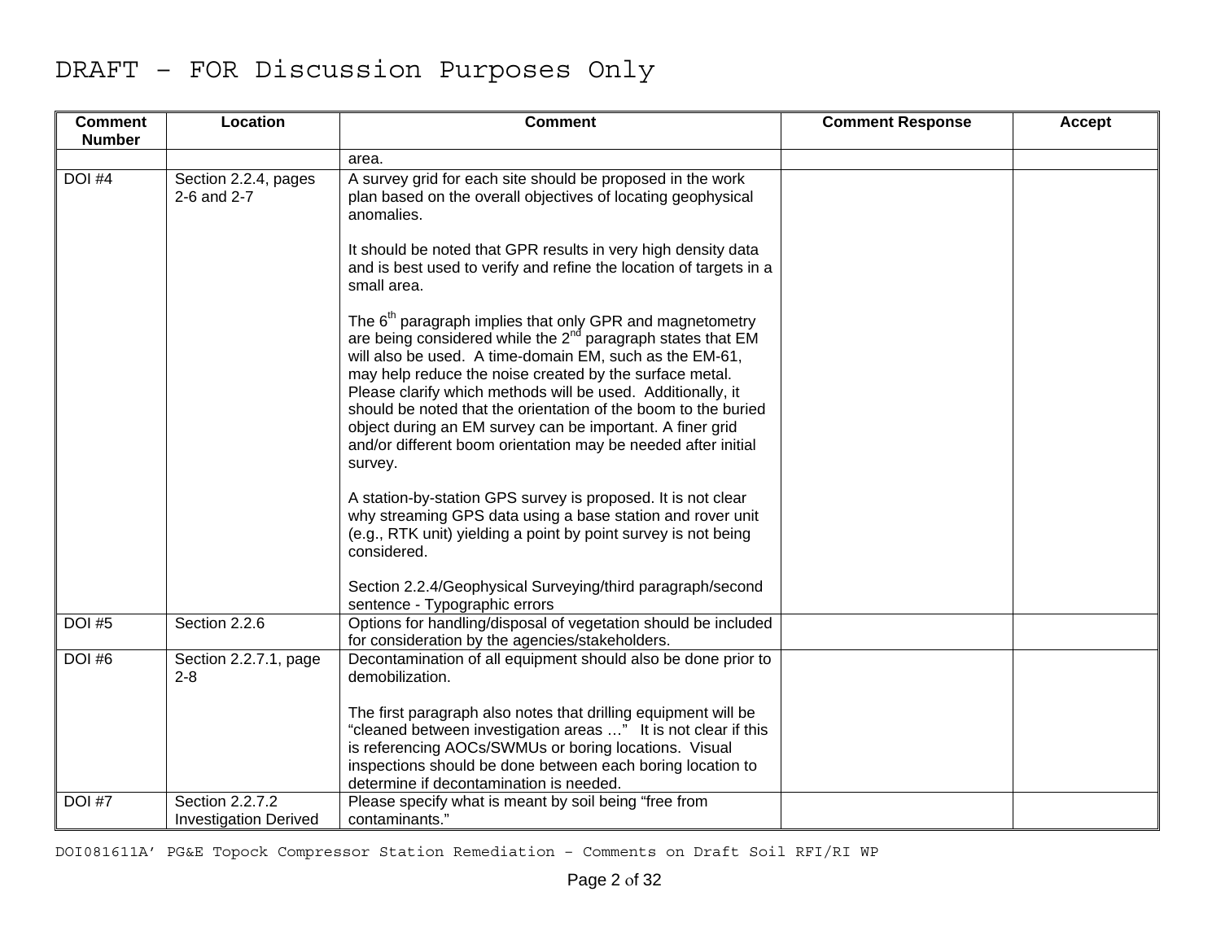# DRAFT – FOR Discussion Purposes Only

| Comment Number | Location | Comment | Comment Response | Accept |
|---|---|---|---|---|
| | | area. | | |
| DOI #4 | Section 2.2.4, pages 2-6 and 2-7 | A survey grid for each site should be proposed in the work plan based on the overall objectives of locating geophysical anomalies.<br><br>It should be noted that GPR results in very high density data and is best used to verify and refine the location of targets in a small area.<br><br>The 6th paragraph implies that only GPR and magnetometry are being considered while the 2nd paragraph states that EM will also be used. A time-domain EM, such as the EM-61, may help reduce the noise created by the surface metal. Please clarify which methods will be used. Additionally, it should be noted that the orientation of the boom to the buried object during an EM survey can be important. A finer grid and/or different boom orientation may be needed after initial survey.<br><br>A station-by-station GPS survey is proposed. It is not clear why streaming GPS data using a base station and rover unit (e.g., RTK unit) yielding a point by point survey is not being considered.<br><br>Section 2.2.4/Geophysical Surveying/third paragraph/second sentence - Typographic errors | | |
| DOI #5 | Section 2.2.6 | Options for handling/disposal of vegetation should be included for consideration by the agencies/stakeholders. | | |
| DOI #6 | Section 2.2.7.1, page 2-8 | Decontamination of all equipment should also be done prior to demobilization.<br><br>The first paragraph also notes that drilling equipment will be "cleaned between investigation areas …" It is not clear if this is referencing AOCs/SWMUs or boring locations. Visual inspections should be done between each boring location to determine if decontamination is needed. | | |
| DOI #7 | Section 2.2.7.2 Investigation Derived | Please specify what is meant by soil being "free from contaminants." | | |

DOI081611A' PG&E Topock Compressor Station Remediation – Comments on Draft Soil RFI/RI WP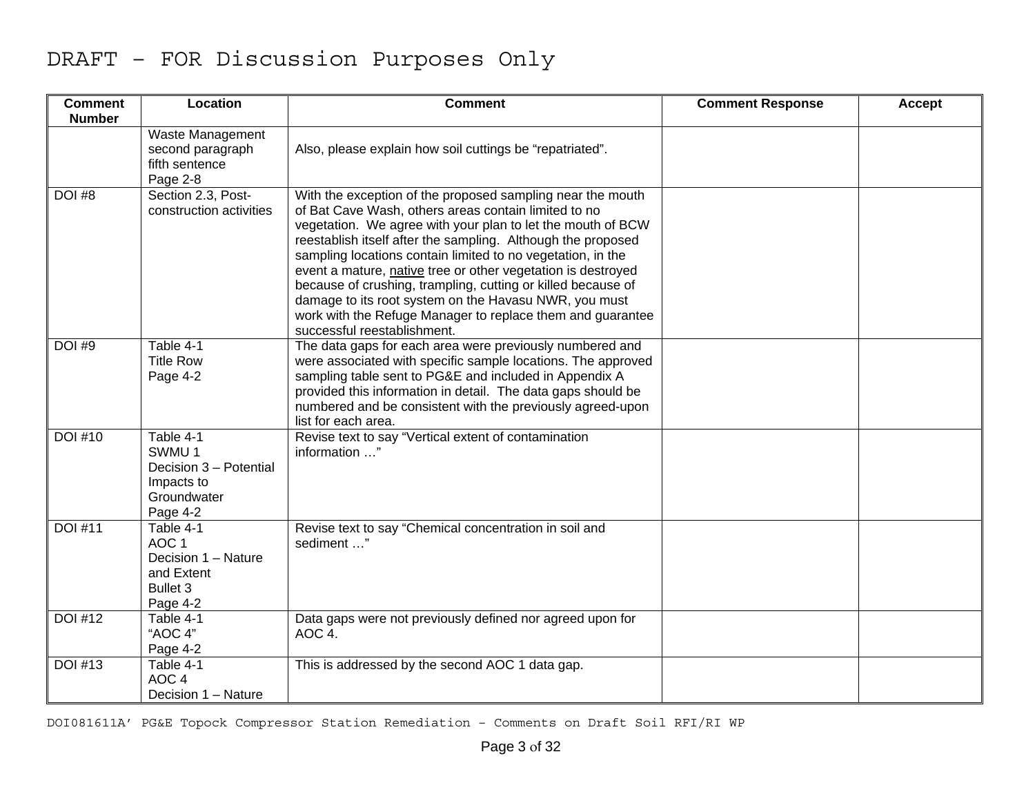# DRAFT – FOR Discussion Purposes Only

| Comment Number | Location | Comment | Comment Response | Accept |
|---|---|---|---|---|
| | Waste Management second paragraph fifth sentence Page 2-8 | Also, please explain how soil cuttings be "repatriated". | | |
| DOI #8 | Section 2.3, Post-construction activities | With the exception of the proposed sampling near the mouth of Bat Cave Wash, others areas contain limited to no vegetation. We agree with your plan to let the mouth of BCW reestablish itself after the sampling. Although the proposed sampling locations contain limited to no vegetation, in the event a mature, native tree or other vegetation is destroyed because of crushing, trampling, cutting or killed because of damage to its root system on the Havasu NWR, you must work with the Refuge Manager to replace them and guarantee successful reestablishment. | | |
| DOI #9 | Table 4-1 Title Row Page 4-2 | The data gaps for each area were previously numbered and were associated with specific sample locations. The approved sampling table sent to PG&E and included in Appendix A provided this information in detail. The data gaps should be numbered and be consistent with the previously agreed-upon list for each area. | | |
| DOI #10 | Table 4-1 SWMU 1 Decision 3 – Potential Impacts to Groundwater Page 4-2 | Revise text to say "Vertical extent of contamination information …" | | |
| DOI #11 | Table 4-1 AOC 1 Decision 1 – Nature and Extent Bullet 3 Page 4-2 | Revise text to say "Chemical concentration in soil and sediment …" | | |
| DOI #12 | Table 4-1 "AOC 4" Page 4-2 | Data gaps were not previously defined nor agreed upon for AOC 4. | | |
| DOI #13 | Table 4-1 AOC 4 Decision 1 – Nature | This is addressed by the second AOC 1 data gap. | | |

DOI081611A' PG&E Topock Compressor Station Remediation – Comments on Draft Soil RFI/RI WP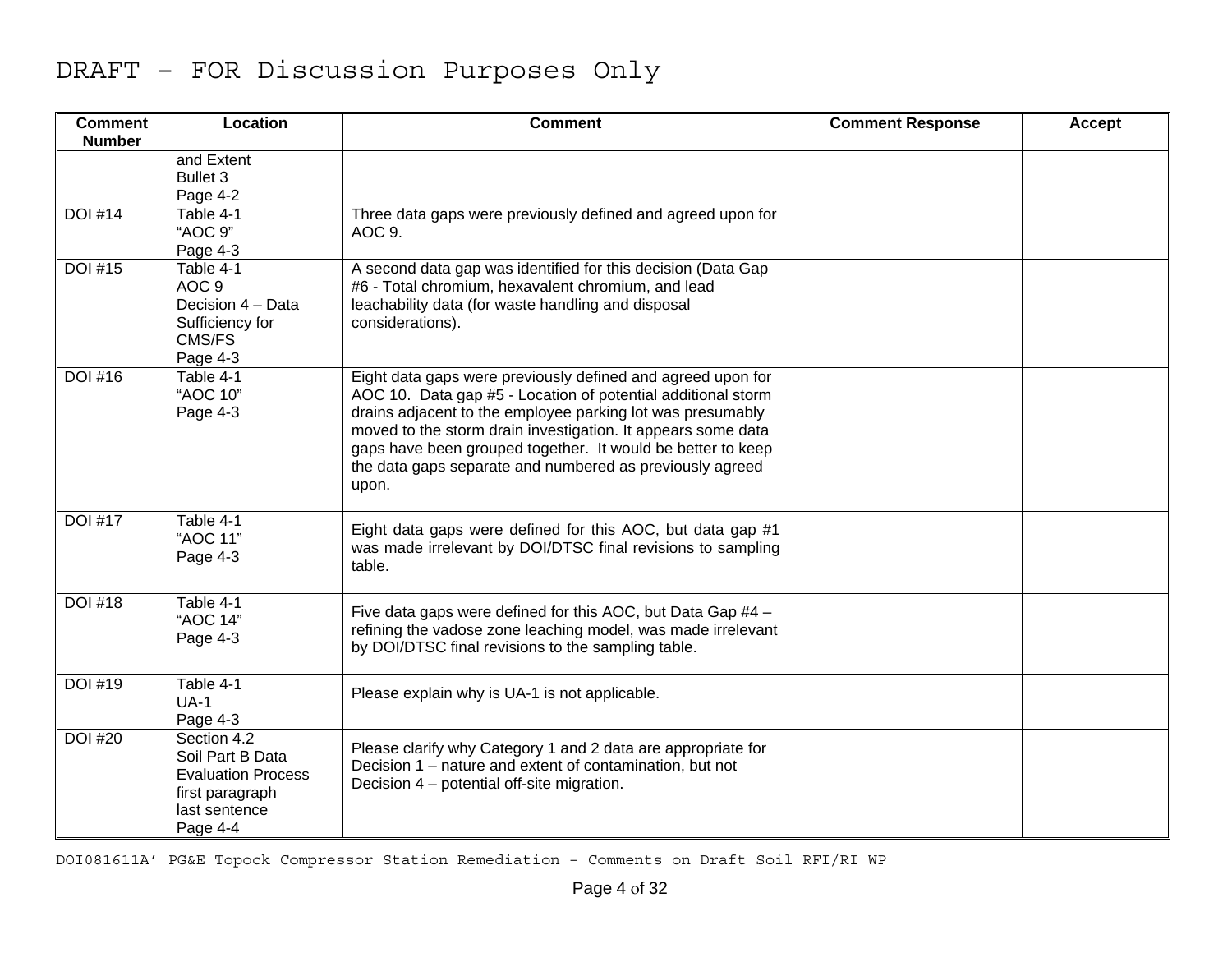DRAFT – FOR Discussion Purposes Only

| Comment Number | Location | Comment | Comment Response | Accept |
|---|---|---|---|---|
| | and Extent<br>Bullet 3<br>Page 4-2 | | | |
| DOI #14 | Table 4-1<br>“AOC 9”<br>Page 4-3 | Three data gaps were previously defined and agreed upon for AOC 9. | | |
| DOI #15 | Table 4-1<br>AOC 9<br>Decision 4 – Data Sufficiency for CMS/FS<br>Page 4-3 | A second data gap was identified for this decision (Data Gap #6 - Total chromium, hexavalent chromium, and lead leachability data (for waste handling and disposal considerations). | | |
| DOI #16 | Table 4-1<br>“AOC 10”<br>Page 4-3 | Eight data gaps were previously defined and agreed upon for AOC 10. Data gap #5 - Location of potential additional storm drains adjacent to the employee parking lot was presumably moved to the storm drain investigation. It appears some data gaps have been grouped together. It would be better to keep the data gaps separate and numbered as previously agreed upon. | | |
| DOI #17 | Table 4-1<br>“AOC 11”<br>Page 4-3 | Eight data gaps were defined for this AOC, but data gap #1 was made irrelevant by DOI/DTSC final revisions to sampling table. | | |
| DOI #18 | Table 4-1<br>“AOC 14”<br>Page 4-3 | Five data gaps were defined for this AOC, but Data Gap #4 – refining the vadose zone leaching model, was made irrelevant by DOI/DTSC final revisions to the sampling table. | | |
| DOI #19 | Table 4-1<br>UA-1<br>Page 4-3 | Please explain why is UA-1 is not applicable. | | |
| DOI #20 | Section 4.2<br>Soil Part B Data Evaluation Process<br>first paragraph<br>last sentence<br>Page 4-4 | Please clarify why Category 1 and 2 data are appropriate for Decision 1 – nature and extent of contamination, but not Decision 4 – potential off-site migration. | | |

DOI081611A' PG&E Topock Compressor Station Remediation – Comments on Draft Soil RFI/RI WP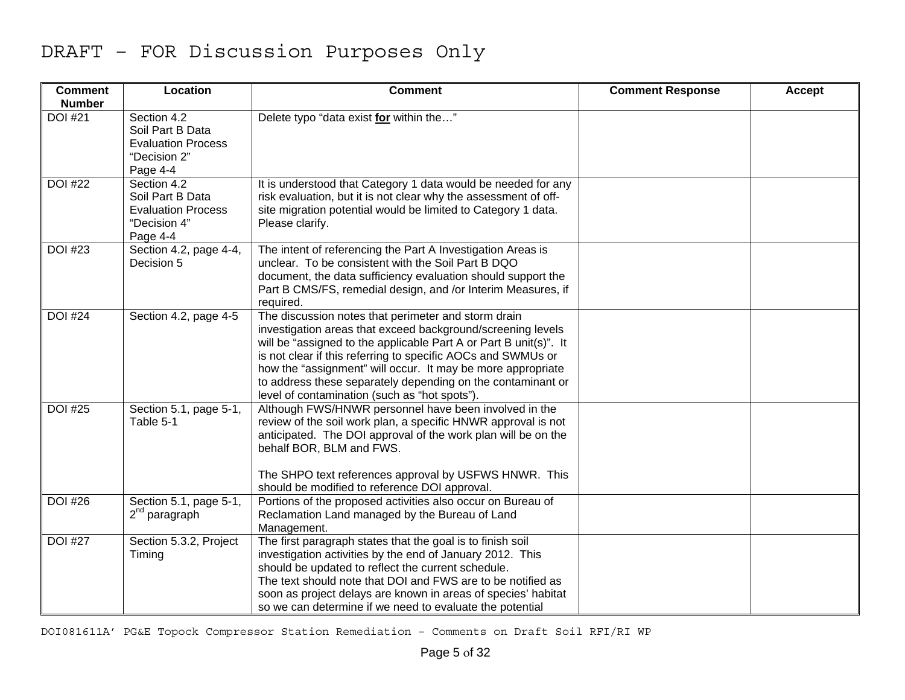DRAFT – FOR Discussion Purposes Only

| Comment Number | Location | Comment | Comment Response | Accept |
|---|---|---|---|---|
| DOI #21 | Section 4.2 Soil Part B Data Evaluation Process "Decision 2" Page 4-4 | Delete typo "data exist **for** within the…" | | |
| DOI #22 | Section 4.2 Soil Part B Data Evaluation Process "Decision 4" Page 4-4 | It is understood that Category 1 data would be needed for any risk evaluation, but it is not clear why the assessment of off-site migration potential would be limited to Category 1 data. Please clarify. | | |
| DOI #23 | Section 4.2, page 4-4, Decision 5 | The intent of referencing the Part A Investigation Areas is unclear. To be consistent with the Soil Part B DQO document, the data sufficiency evaluation should support the Part B CMS/FS, remedial design, and /or Interim Measures, if required. | | |
| DOI #24 | Section 4.2, page 4-5 | The discussion notes that perimeter and storm drain investigation areas that exceed background/screening levels will be "assigned to the applicable Part A or Part B unit(s)". It is not clear if this referring to specific AOCs and SWMUs or how the "assignment" will occur. It may be more appropriate to address these separately depending on the contaminant or level of contamination (such as "hot spots"). | | |
| DOI #25 | Section 5.1, page 5-1, Table 5-1 | Although FWS/HNWR personnel have been involved in the review of the soil work plan, a specific HNWR approval is not anticipated. The DOI approval of the work plan will be on the behalf BOR, BLM and FWS.<br><br>The SHPO text references approval by USFWS HNWR. This should be modified to reference DOI approval. | | |
| DOI #26 | Section 5.1, page 5-1, 2nd paragraph | Portions of the proposed activities also occur on Bureau of Reclamation Land managed by the Bureau of Land Management. | | |
| DOI #27 | Section 5.3.2, Project Timing | The first paragraph states that the goal is to finish soil investigation activities by the end of January 2012. This should be updated to reflect the current schedule.<br>The text should note that DOI and FWS are to be notified as soon as project delays are known in areas of species' habitat so we can determine if we need to evaluate the potential | | |

DOI081611A' PG&E Topock Compressor Station Remediation – Comments on Draft Soil RFI/RI WP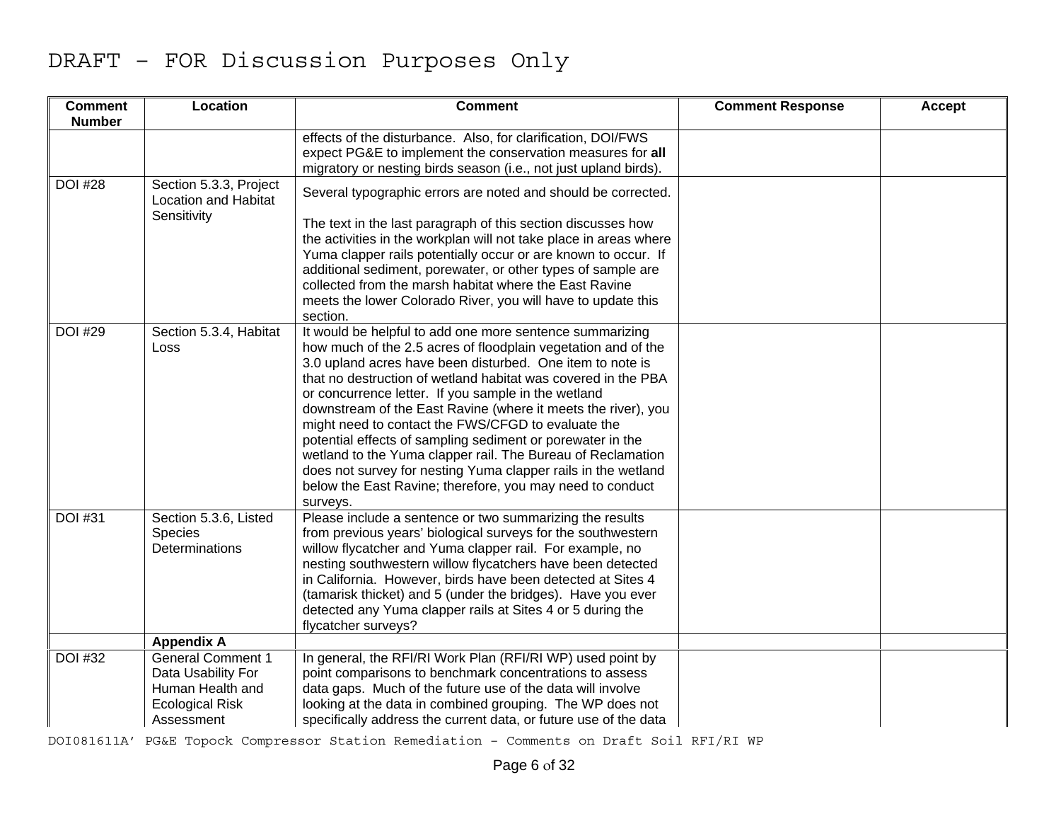DRAFT – FOR Discussion Purposes Only

| Comment Number | Location | Comment | Comment Response | Accept |
|---|---|---|---|---|
| | | effects of the disturbance. Also, for clarification, DOI/FWS expect PG&E to implement the conservation measures for **all** migratory or nesting birds season (i.e., not just upland birds). | | |
| DOI #28 | Section 5.3.3, Project Location and Habitat Sensitivity | Several typographic errors are noted and should be corrected.<br><br>The text in the last paragraph of this section discusses how the activities in the workplan will not take place in areas where Yuma clapper rails potentially occur or are known to occur. If additional sediment, porewater, or other types of sample are collected from the marsh habitat where the East Ravine meets the lower Colorado River, you will have to update this section. | | |
| DOI #29 | Section 5.3.4, Habitat Loss | It would be helpful to add one more sentence summarizing how much of the 2.5 acres of floodplain vegetation and of the 3.0 upland acres have been disturbed. One item to note is that no destruction of wetland habitat was covered in the PBA or concurrence letter. If you sample in the wetland downstream of the East Ravine (where it meets the river), you might need to contact the FWS/CFGD to evaluate the potential effects of sampling sediment or porewater in the wetland to the Yuma clapper rail. The Bureau of Reclamation does not survey for nesting Yuma clapper rails in the wetland below the East Ravine; therefore, you may need to conduct surveys. | | |
| DOI #31 | Section 5.3.6, Listed Species Determinations | Please include a sentence or two summarizing the results from previous years' biological surveys for the southwestern willow flycatcher and Yuma clapper rail. For example, no nesting southwestern willow flycatchers have been detected in California. However, birds have been detected at Sites 4 (tamarisk thicket) and 5 (under the bridges). Have you ever detected any Yuma clapper rails at Sites 4 or 5 during the flycatcher surveys? | | |
| | **Appendix A** | | | |
| DOI #32 | General Comment 1 Data Usability For Human Health and Ecological Risk Assessment | In general, the RFI/RI Work Plan (RFI/RI WP) used point by point comparisons to benchmark concentrations to assess data gaps. Much of the future use of the data will involve looking at the data in combined grouping. The WP does not specifically address the current data, or future use of the data | | |

DOI081611A' PG&E Topock Compressor Station Remediation – Comments on Draft Soil RFI/RI WP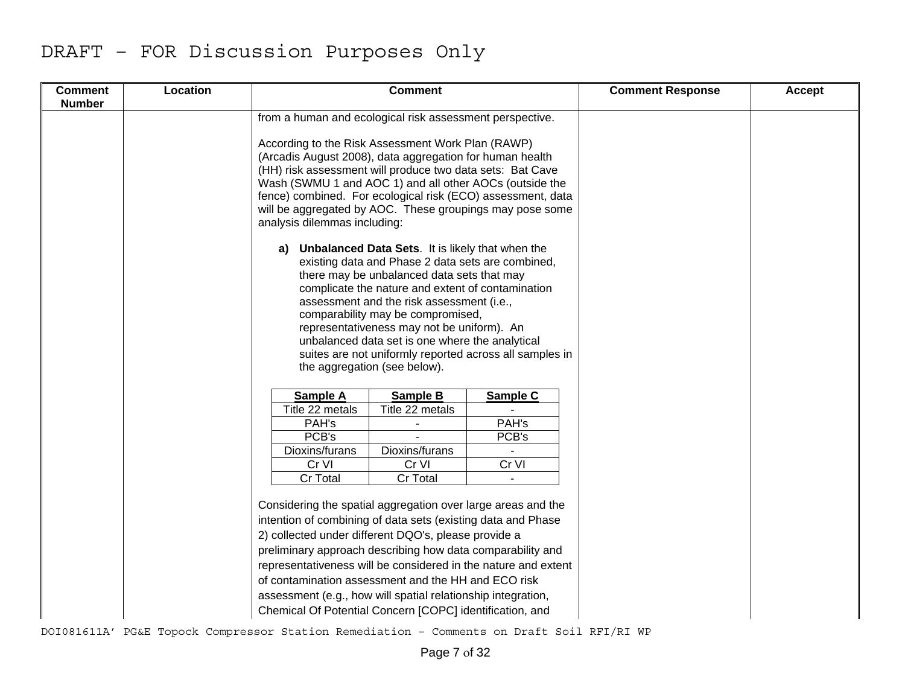DRAFT – FOR Discussion Purposes Only

| Comment Number | Location | Comment | Comment Response | Accept |
|---|---|---|---|---|
| | | from a human and ecological risk assessment perspective.<br><br>According to the Risk Assessment Work Plan (RAWP) (Arcadis August 2008), data aggregation for human health (HH) risk assessment will produce two data sets: Bat Cave Wash (SWMU 1 and AOC 1) and all other AOCs (outside the fence) combined. For ecological risk (ECO) assessment, data will be aggregated by AOC. These groupings may pose some analysis dilemmas including:<br><br>**a) Unbalanced Data Sets**. It is likely that when the existing data and Phase 2 data sets are combined, there may be unbalanced data sets that may complicate the nature and extent of contamination assessment and the risk assessment (i.e., comparability may be compromised, representativeness may not be uniform). An unbalanced data set is one where the analytical suites are not uniformly reported across all samples in the aggregation (see below).<br><br>**Sample A** / **Sample B** / **Sample C**<br>Title 22 metals / Title 22 metals / -<br>PAH's / - / PAH's<br>PCB's / - / PCB's<br>Dioxins/furans / Dioxins/furans / -<br>Cr VI / Cr VI / Cr VI<br>Cr Total / Cr Total / -<br><br>Considering the spatial aggregation over large areas and the intention of combining of data sets (existing data and Phase 2) collected under different DQO's, please provide a preliminary approach describing how data comparability and representativeness will be considered in the nature and extent of contamination assessment and the HH and ECO risk assessment (e.g., how will spatial relationship integration, Chemical Of Potential Concern [COPC] identification, and | | |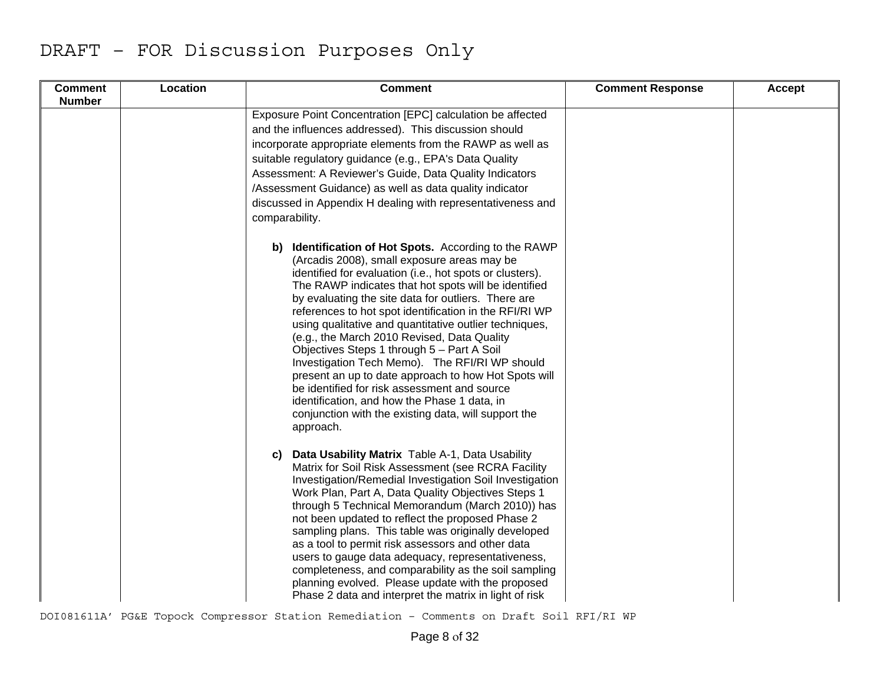| Comment Number | Location | Comment | Comment Response | Accept |
|---|---|---|---|---|
| | | Exposure Point Concentration [EPC] calculation be affected and the influences addressed). This discussion should incorporate appropriate elements from the RAWP as well as suitable regulatory guidance (e.g., EPA's Data Quality Assessment: A Reviewer's Guide, Data Quality Indicators /Assessment Guidance) as well as data quality indicator discussed in Appendix H dealing with representativeness and comparability.<br><br>**b) Identification of Hot Spots.** According to the RAWP (Arcadis 2008), small exposure areas may be identified for evaluation (i.e., hot spots or clusters). The RAWP indicates that hot spots will be identified by evaluating the site data for outliers. There are references to hot spot identification in the RFI/RI WP using qualitative and quantitative outlier techniques, (e.g., the March 2010 Revised, Data Quality Objectives Steps 1 through 5 – Part A Soil Investigation Tech Memo). The RFI/RI WP should present an up to date approach to how Hot Spots will be identified for risk assessment and source identification, and how the Phase 1 data, in conjunction with the existing data, will support the approach.<br><br>**c) Data Usability Matrix** Table A-1, Data Usability Matrix for Soil Risk Assessment (see RCRA Facility Investigation/Remedial Investigation Soil Investigation Work Plan, Part A, Data Quality Objectives Steps 1 through 5 Technical Memorandum (March 2010)) has not been updated to reflect the proposed Phase 2 sampling plans. This table was originally developed as a tool to permit risk assessors and other data users to gauge data adequacy, representativeness, completeness, and comparability as the soil sampling planning evolved. Please update with the proposed Phase 2 data and interpret the matrix in light of risk | | |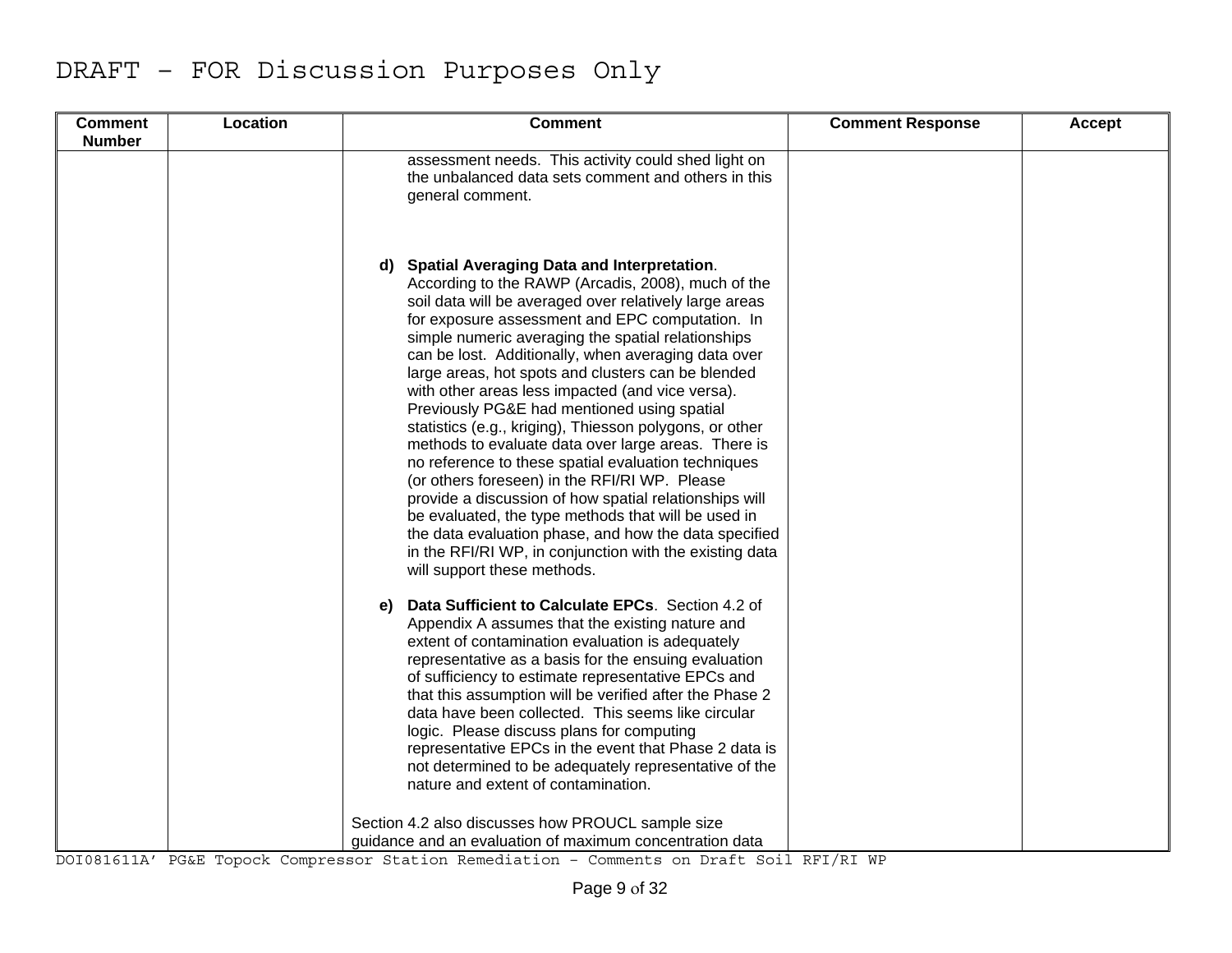# DRAFT – FOR Discussion Purposes Only

| Comment Number | Location | Comment | Comment Response | Accept |
|---|---|---|---|---|
| | | assessment needs. This activity could shed light on the unbalanced data sets comment and others in this general comment.<br><br>**d) Spatial Averaging Data and Interpretation**. According to the RAWP (Arcadis, 2008), much of the soil data will be averaged over relatively large areas for exposure assessment and EPC computation. In simple numeric averaging the spatial relationships can be lost. Additionally, when averaging data over large areas, hot spots and clusters can be blended with other areas less impacted (and vice versa). Previously PG&E had mentioned using spatial statistics (e.g., kriging), Thiesson polygons, or other methods to evaluate data over large areas. There is no reference to these spatial evaluation techniques (or others foreseen) in the RFI/RI WP. Please provide a discussion of how spatial relationships will be evaluated, the type methods that will be used in the data evaluation phase, and how the data specified in the RFI/RI WP, in conjunction with the existing data will support these methods.<br><br>**e) Data Sufficient to Calculate EPCs**. Section 4.2 of Appendix A assumes that the existing nature and extent of contamination evaluation is adequately representative as a basis for the ensuing evaluation of sufficiency to estimate representative EPCs and that this assumption will be verified after the Phase 2 data have been collected. This seems like circular logic. Please discuss plans for computing representative EPCs in the event that Phase 2 data is not determined to be adequately representative of the nature and extent of contamination.<br><br>Section 4.2 also discusses how PROUCL sample size guidance and an evaluation of maximum concentration data | | |

DOI081611A' PG&E Topock Compressor Station Remediation – Comments on Draft Soil RFI/RI WP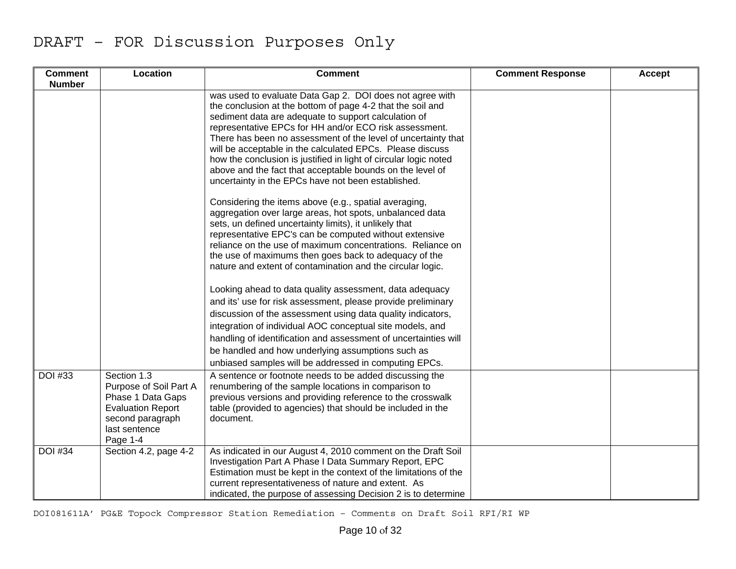DRAFT – FOR Discussion Purposes Only

| Comment Number | Location | Comment | Comment Response | Accept |
|---|---|---|---|---|
| | | was used to evaluate Data Gap 2. DOI does not agree with the conclusion at the bottom of page 4-2 that the soil and sediment data are adequate to support calculation of representative EPCs for HH and/or ECO risk assessment. There has been no assessment of the level of uncertainty that will be acceptable in the calculated EPCs. Please discuss how the conclusion is justified in light of circular logic noted above and the fact that acceptable bounds on the level of uncertainty in the EPCs have not been established.<br><br>Considering the items above (e.g., spatial averaging, aggregation over large areas, hot spots, unbalanced data sets, un defined uncertainty limits), it unlikely that representative EPC's can be computed without extensive reliance on the use of maximum concentrations. Reliance on the use of maximums then goes back to adequacy of the nature and extent of contamination and the circular logic.<br><br>Looking ahead to data quality assessment, data adequacy and its' use for risk assessment, please provide preliminary discussion of the assessment using data quality indicators, integration of individual AOC conceptual site models, and handling of identification and assessment of uncertainties will be handled and how underlying assumptions such as unbiased samples will be addressed in computing EPCs. | | |
| DOI #33 | Section 1.3 Purpose of Soil Part A Phase 1 Data Gaps Evaluation Report second paragraph last sentence Page 1-4 | A sentence or footnote needs to be added discussing the renumbering of the sample locations in comparison to previous versions and providing reference to the crosswalk table (provided to agencies) that should be included in the document. | | |
| DOI #34 | Section 4.2, page 4-2 | As indicated in our August 4, 2010 comment on the Draft Soil Investigation Part A Phase I Data Summary Report, EPC Estimation must be kept in the context of the limitations of the current representativeness of nature and extent. As indicated, the purpose of assessing Decision 2 is to determine | | |

DOI081611A' PG&E Topock Compressor Station Remediation – Comments on Draft Soil RFI/RI WP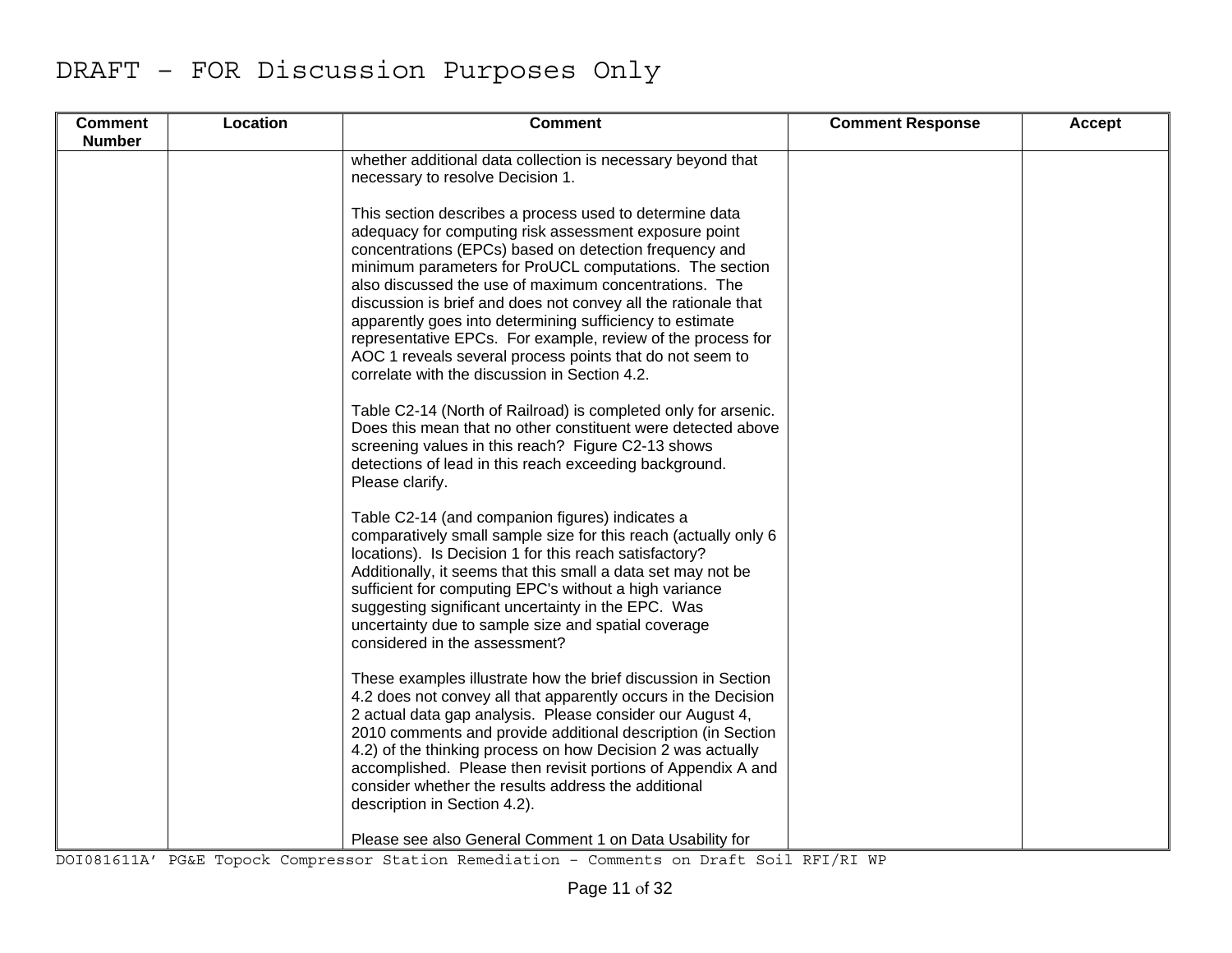DRAFT – FOR Discussion Purposes Only

| Comment Number | Location | Comment | Comment Response | Accept |
|---|---|---|---|---|
| | | whether additional data collection is necessary beyond that necessary to resolve Decision 1.<br><br>This section describes a process used to determine data adequacy for computing risk assessment exposure point concentrations (EPCs) based on detection frequency and minimum parameters for ProUCL computations. The section also discussed the use of maximum concentrations. The discussion is brief and does not convey all the rationale that apparently goes into determining sufficiency to estimate representative EPCs. For example, review of the process for AOC 1 reveals several process points that do not seem to correlate with the discussion in Section 4.2.<br><br>Table C2-14 (North of Railroad) is completed only for arsenic. Does this mean that no other constituent were detected above screening values in this reach? Figure C2-13 shows detections of lead in this reach exceeding background. Please clarify.<br><br>Table C2-14 (and companion figures) indicates a comparatively small sample size for this reach (actually only 6 locations). Is Decision 1 for this reach satisfactory? Additionally, it seems that this small a data set may not be sufficient for computing EPC's without a high variance suggesting significant uncertainty in the EPC. Was uncertainty due to sample size and spatial coverage considered in the assessment?<br><br>These examples illustrate how the brief discussion in Section 4.2 does not convey all that apparently occurs in the Decision 2 actual data gap analysis. Please consider our August 4, 2010 comments and provide additional description (in Section 4.2) of the thinking process on how Decision 2 was actually accomplished. Please then revisit portions of Appendix A and consider whether the results address the additional description in Section 4.2).<br><br>Please see also General Comment 1 on Data Usability for | | |

DOI081611A' PG&E Topock Compressor Station Remediation – Comments on Draft Soil RFI/RI WP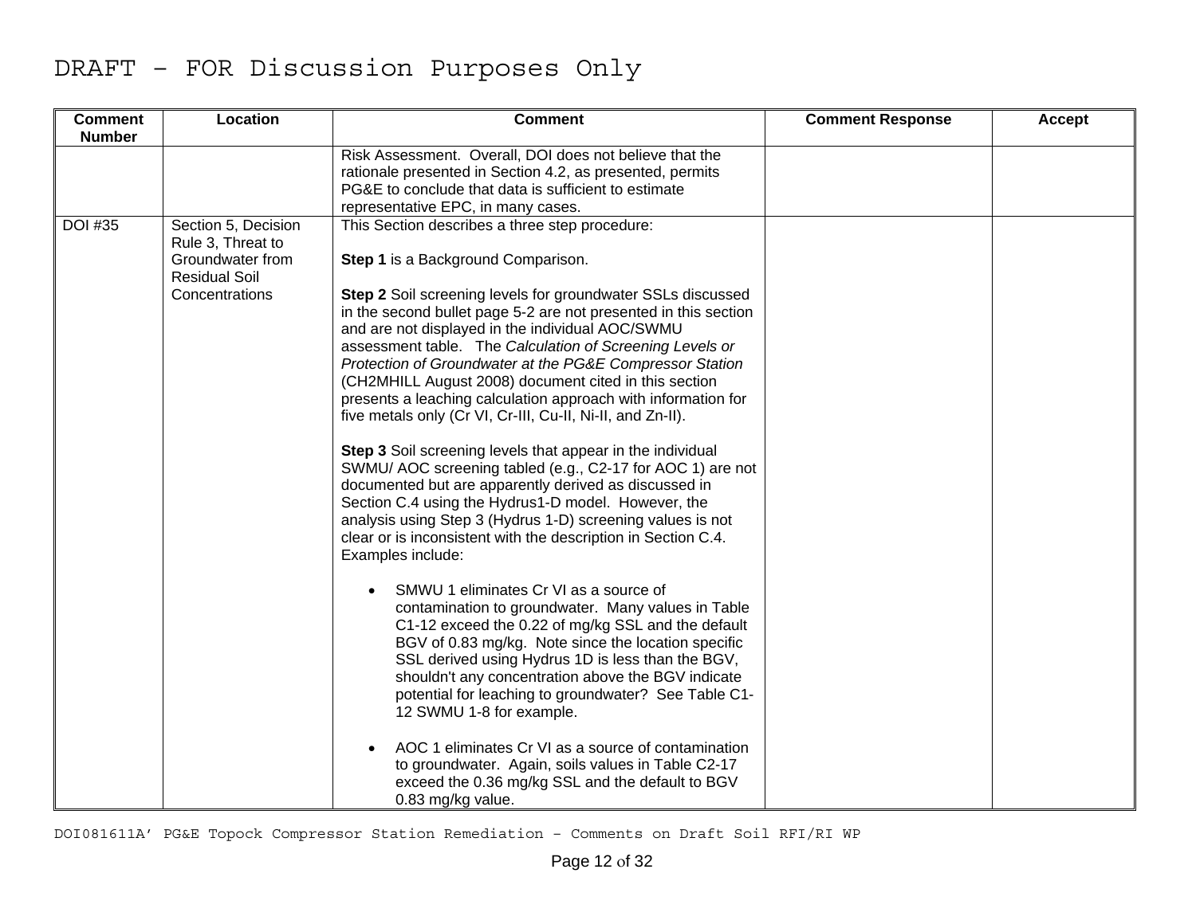# DRAFT – FOR Discussion Purposes Only

| Comment Number | Location | Comment | Comment Response | Accept |
|---|---|---|---|---|
| | | Risk Assessment. Overall, DOI does not believe that the rationale presented in Section 4.2, as presented, permits PG&E to conclude that data is sufficient to estimate representative EPC, in many cases. | | |
| DOI #35 | Section 5, Decision Rule 3, Threat to Groundwater from Residual Soil Concentrations | This Section describes a three step procedure:<br><br>**Step 1** is a Background Comparison.<br><br>**Step 2** Soil screening levels for groundwater SSLs discussed in the second bullet page 5-2 are not presented in this section and are not displayed in the individual AOC/SWMU assessment table. The *Calculation of Screening Levels or Protection of Groundwater at the PG&E Compressor Station* (CH2MHILL August 2008) document cited in this section presents a leaching calculation approach with information for five metals only (Cr VI, Cr-III, Cu-II, Ni-II, and Zn-II).<br><br>**Step 3** Soil screening levels that appear in the individual SWMU/ AOC screening tabled (e.g., C2-17 for AOC 1) are not documented but are apparently derived as discussed in Section C.4 using the Hydrus1-D model. However, the analysis using Step 3 (Hydrus 1-D) screening values is not clear or is inconsistent with the description in Section C.4. Examples include:<br><br>• SMWU 1 eliminates Cr VI as a source of contamination to groundwater. Many values in Table C1-12 exceed the 0.22 of mg/kg SSL and the default BGV of 0.83 mg/kg. Note since the location specific SSL derived using Hydrus 1D is less than the BGV, shouldn't any concentration above the BGV indicate potential for leaching to groundwater? See Table C1-12 SWMU 1-8 for example.<br><br>• AOC 1 eliminates Cr VI as a source of contamination to groundwater. Again, soils values in Table C2-17 exceed the 0.36 mg/kg SSL and the default to BGV 0.83 mg/kg value. | | |

DOI081611A' PG&E Topock Compressor Station Remediation – Comments on Draft Soil RFI/RI WP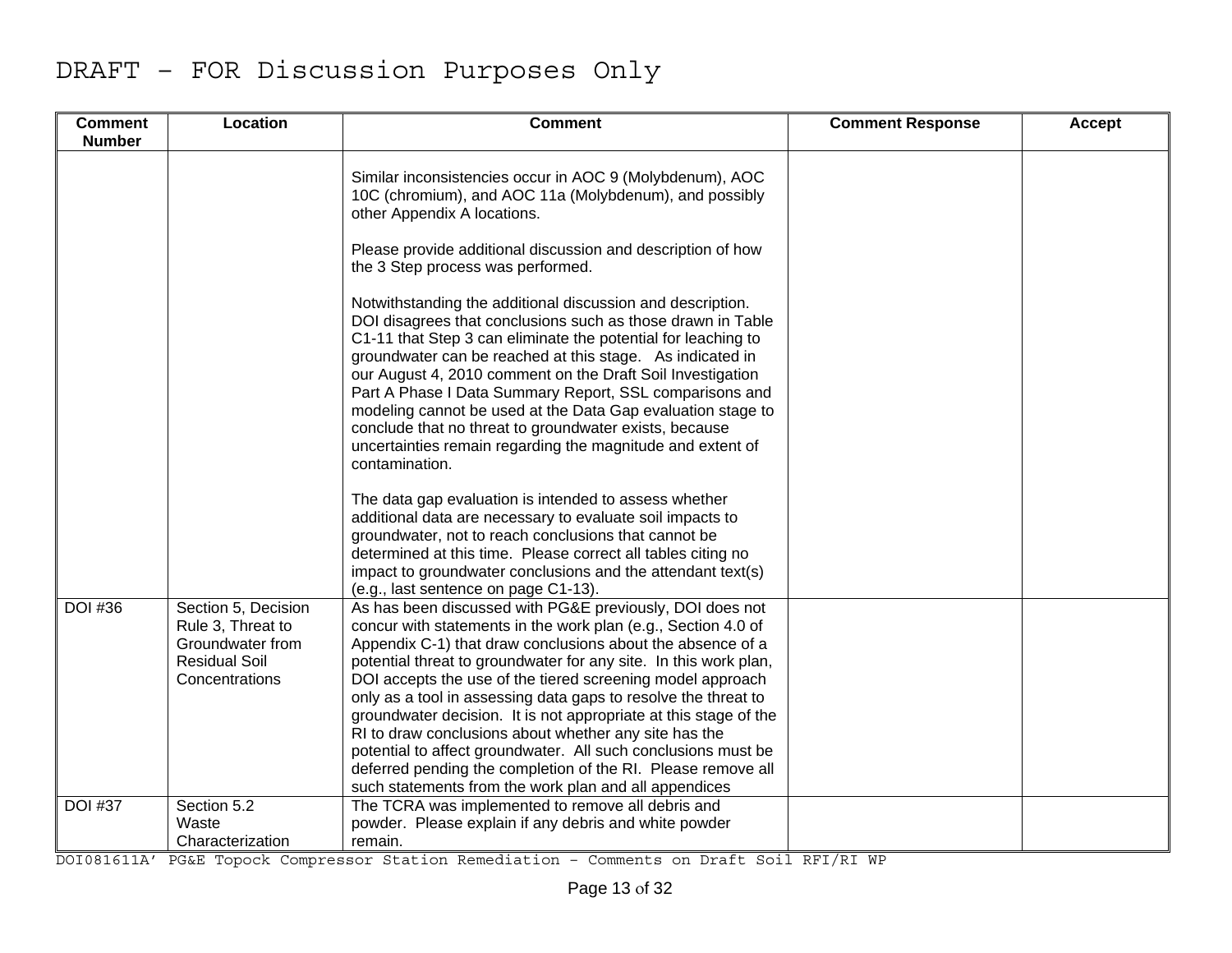# DRAFT – FOR Discussion Purposes Only

| Comment Number | Location | Comment | Comment Response | Accept |
|---|---|---|---|---|
| | | Similar inconsistencies occur in AOC 9 (Molybdenum), AOC 10C (chromium), and AOC 11a (Molybdenum), and possibly other Appendix A locations.<br><br>Please provide additional discussion and description of how the 3 Step process was performed.<br><br>Notwithstanding the additional discussion and description. DOI disagrees that conclusions such as those drawn in Table C1-11 that Step 3 can eliminate the potential for leaching to groundwater can be reached at this stage. As indicated in our August 4, 2010 comment on the Draft Soil Investigation Part A Phase I Data Summary Report, SSL comparisons and modeling cannot be used at the Data Gap evaluation stage to conclude that no threat to groundwater exists, because uncertainties remain regarding the magnitude and extent of contamination.<br><br>The data gap evaluation is intended to assess whether additional data are necessary to evaluate soil impacts to groundwater, not to reach conclusions that cannot be determined at this time. Please correct all tables citing no impact to groundwater conclusions and the attendant text(s) (e.g., last sentence on page C1-13). | | |
| DOI #36 | Section 5, Decision Rule 3, Threat to Groundwater from Residual Soil Concentrations | As has been discussed with PG&E previously, DOI does not concur with statements in the work plan (e.g., Section 4.0 of Appendix C-1) that draw conclusions about the absence of a potential threat to groundwater for any site. In this work plan, DOI accepts the use of the tiered screening model approach only as a tool in assessing data gaps to resolve the threat to groundwater decision. It is not appropriate at this stage of the RI to draw conclusions about whether any site has the potential to affect groundwater. All such conclusions must be deferred pending the completion of the RI. Please remove all such statements from the work plan and all appendices | | |
| DOI #37 | Section 5.2 Waste Characterization | The TCRA was implemented to remove all debris and powder. Please explain if any debris and white powder remain. | | |

DOI081611A' PG&E Topock Compressor Station Remediation – Comments on Draft Soil RFI/RI WP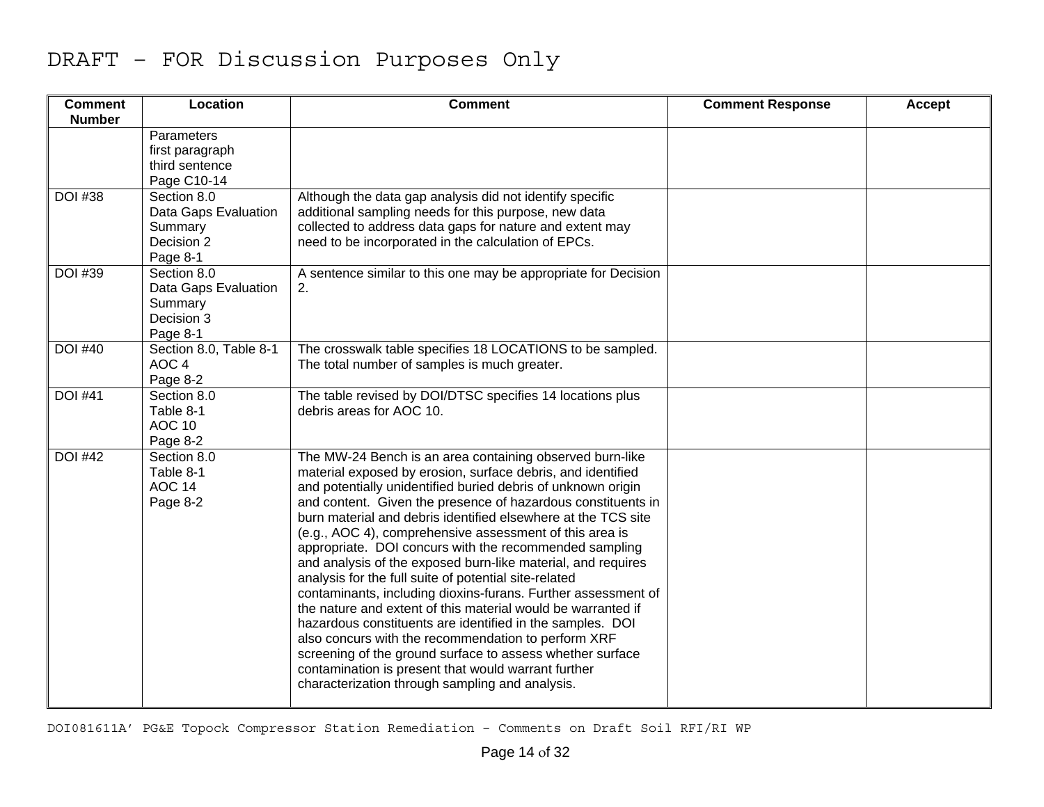# DRAFT – FOR Discussion Purposes Only

| Comment Number | Location | Comment | Comment Response | Accept |
|---|---|---|---|---|
| | Parameters first paragraph third sentence Page C10-14 | | | |
| DOI #38 | Section 8.0 Data Gaps Evaluation Summary Decision 2 Page 8-1 | Although the data gap analysis did not identify specific additional sampling needs for this purpose, new data collected to address data gaps for nature and extent may need to be incorporated in the calculation of EPCs. | | |
| DOI #39 | Section 8.0 Data Gaps Evaluation Summary Decision 3 Page 8-1 | A sentence similar to this one may be appropriate for Decision 2. | | |
| DOI #40 | Section 8.0, Table 8-1 AOC 4 Page 8-2 | The crosswalk table specifies 18 LOCATIONS to be sampled. The total number of samples is much greater. | | |
| DOI #41 | Section 8.0 Table 8-1 AOC 10 Page 8-2 | The table revised by DOI/DTSC specifies 14 locations plus debris areas for AOC 10. | | |
| DOI #42 | Section 8.0 Table 8-1 AOC 14 Page 8-2 | The MW-24 Bench is an area containing observed burn-like material exposed by erosion, surface debris, and identified and potentially unidentified buried debris of unknown origin and content. Given the presence of hazardous constituents in burn material and debris identified elsewhere at the TCS site (e.g., AOC 4), comprehensive assessment of this area is appropriate. DOI concurs with the recommended sampling and analysis of the exposed burn-like material, and requires analysis for the full suite of potential site-related contaminants, including dioxins-furans. Further assessment of the nature and extent of this material would be warranted if hazardous constituents are identified in the samples. DOI also concurs with the recommendation to perform XRF screening of the ground surface to assess whether surface contamination is present that would warrant further characterization through sampling and analysis. | | |

DOI081611A' PG&E Topock Compressor Station Remediation – Comments on Draft Soil RFI/RI WP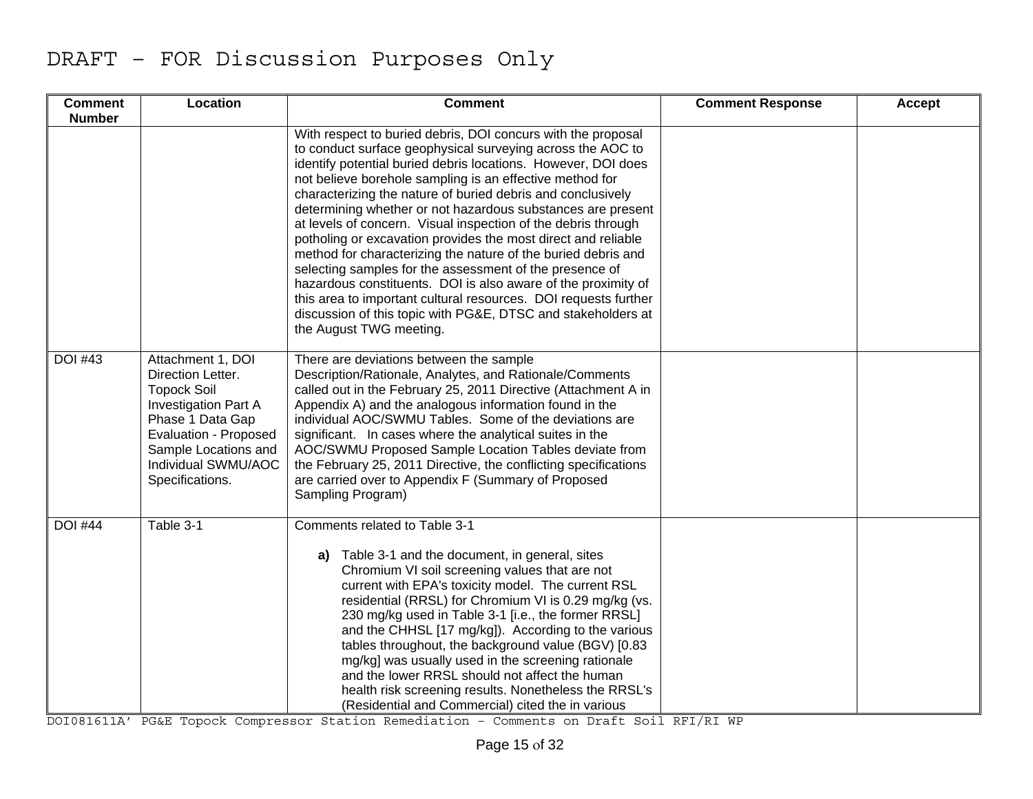DRAFT – FOR Discussion Purposes Only

| Comment Number | Location | Comment | Comment Response | Accept |
|---|---|---|---|---|
| | | With respect to buried debris, DOI concurs with the proposal to conduct surface geophysical surveying across the AOC to identify potential buried debris locations. However, DOI does not believe borehole sampling is an effective method for characterizing the nature of buried debris and conclusively determining whether or not hazardous substances are present at levels of concern. Visual inspection of the debris through potholing or excavation provides the most direct and reliable method for characterizing the nature of the buried debris and selecting samples for the assessment of the presence of hazardous constituents. DOI is also aware of the proximity of this area to important cultural resources. DOI requests further discussion of this topic with PG&E, DTSC and stakeholders at the August TWG meeting. | | |
| DOI #43 | Attachment 1, DOI Direction Letter. Topock Soil Investigation Part A Phase 1 Data Gap Evaluation - Proposed Sample Locations and Individual SWMU/AOC Specifications. | There are deviations between the sample Description/Rationale, Analytes, and Rationale/Comments called out in the February 25, 2011 Directive (Attachment A in Appendix A) and the analogous information found in the individual AOC/SWMU Tables. Some of the deviations are significant. In cases where the analytical suites in the AOC/SWMU Proposed Sample Location Tables deviate from the February 25, 2011 Directive, the conflicting specifications are carried over to Appendix F (Summary of Proposed Sampling Program) | | |
| DOI #44 | Table 3-1 | Comments related to Table 3-1<br><br>**a)** Table 3-1 and the document, in general, sites Chromium VI soil screening values that are not current with EPA's toxicity model. The current RSL residential (RRSL) for Chromium VI is 0.29 mg/kg (vs. 230 mg/kg used in Table 3-1 [i.e., the former RRSL] and the CHHSL [17 mg/kg]). According to the various tables throughout, the background value (BGV) [0.83 mg/kg] was usually used in the screening rationale and the lower RRSL should not affect the human health risk screening results. Nonetheless the RRSL's (Residential and Commercial) cited the in various | | |

DOI081611A' PG&E Topock Compressor Station Remediation – Comments on Draft Soil RFI/RI WP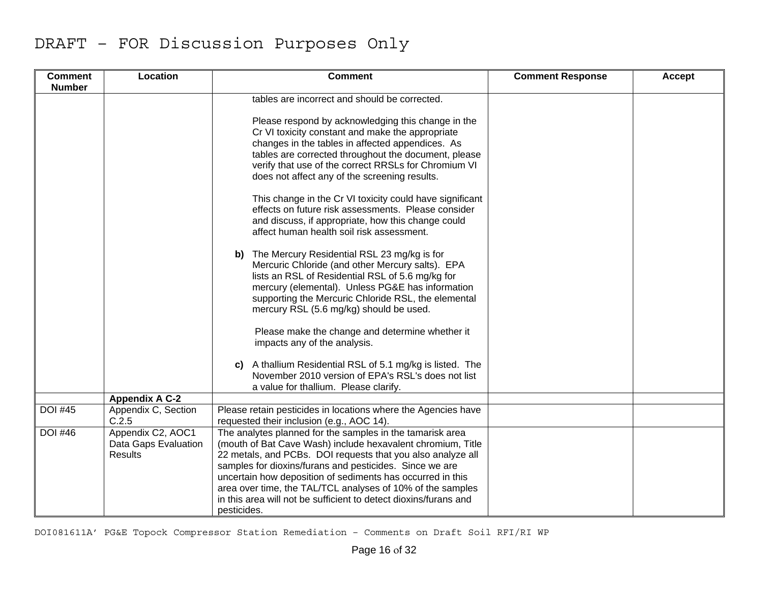DRAFT – FOR Discussion Purposes Only

| Comment Number | Location | Comment | Comment Response | Accept |
|---|---|---|---|---|
| | | tables are incorrect and should be corrected.<br><br>Please respond by acknowledging this change in the Cr VI toxicity constant and make the appropriate changes in the tables in affected appendices. As tables are corrected throughout the document, please verify that use of the correct RRSLs for Chromium VI does not affect any of the screening results.<br><br>This change in the Cr VI toxicity could have significant effects on future risk assessments. Please consider and discuss, if appropriate, how this change could affect human health soil risk assessment.<br><br>**b)** The Mercury Residential RSL 23 mg/kg is for Mercuric Chloride (and other Mercury salts). EPA lists an RSL of Residential RSL of 5.6 mg/kg for mercury (elemental). Unless PG&E has information supporting the Mercuric Chloride RSL, the elemental mercury RSL (5.6 mg/kg) should be used.<br><br>Please make the change and determine whether it impacts any of the analysis.<br><br>**c)** A thallium Residential RSL of 5.1 mg/kg is listed. The November 2010 version of EPA's RSL's does not list a value for thallium. Please clarify. | | |
| | **Appendix A C-2** | | | |
| DOI #45 | Appendix C, Section C.2.5 | Please retain pesticides in locations where the Agencies have requested their inclusion (e.g., AOC 14). | | |
| DOI #46 | Appendix C2, AOC1 Data Gaps Evaluation Results | The analytes planned for the samples in the tamarisk area (mouth of Bat Cave Wash) include hexavalent chromium, Title 22 metals, and PCBs. DOI requests that you also analyze all samples for dioxins/furans and pesticides. Since we are uncertain how deposition of sediments has occurred in this area over time, the TAL/TCL analyses of 10% of the samples in this area will not be sufficient to detect dioxins/furans and pesticides. | | |

DOI081611A' PG&E Topock Compressor Station Remediation – Comments on Draft Soil RFI/RI WP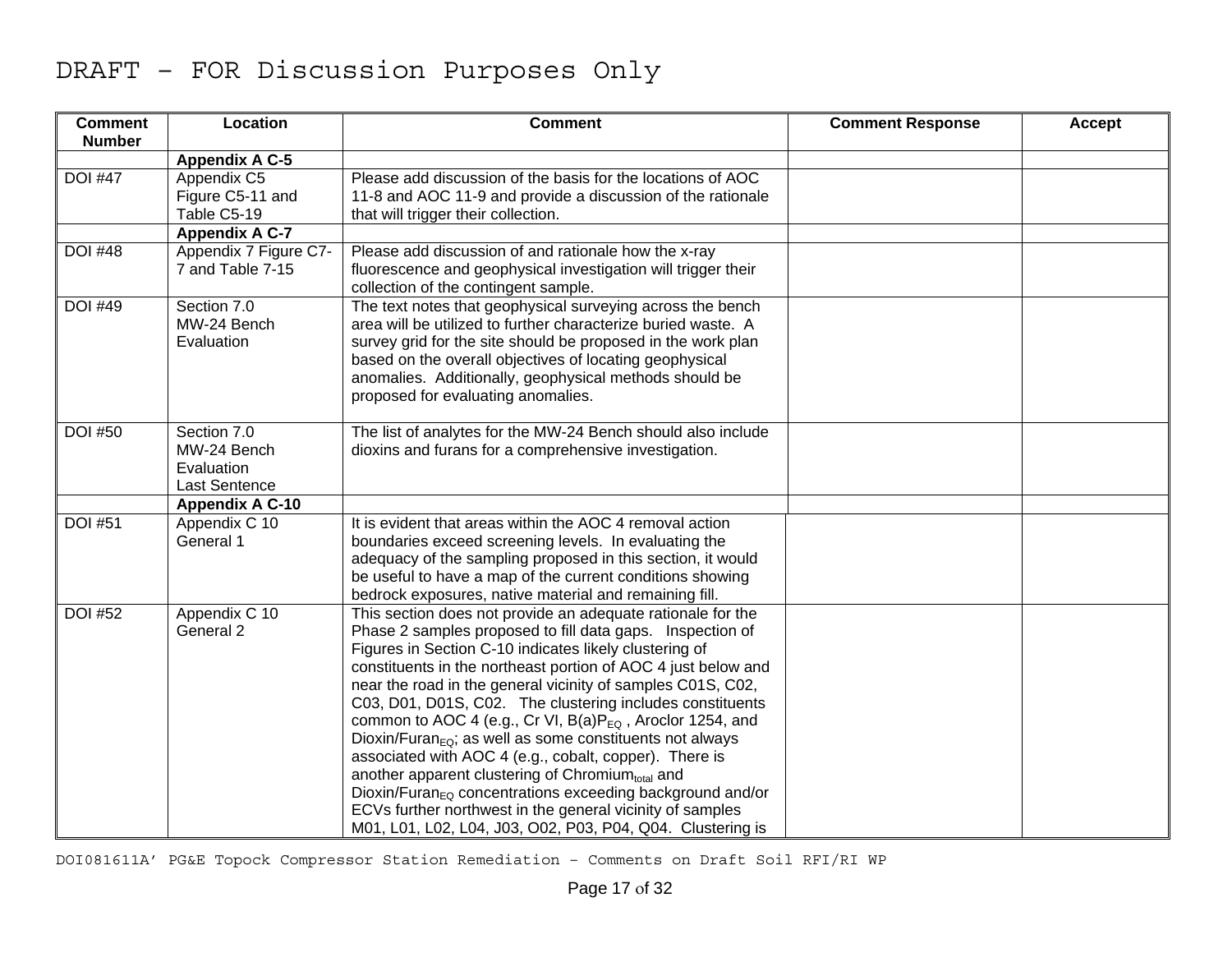DRAFT – FOR Discussion Purposes Only

| Comment Number | Location | Comment | Comment Response | Accept |
|---|---|---|---|---|
| | **Appendix A C-5** | | | |
| DOI #47 | Appendix C5 Figure C5-11 and Table C5-19 | Please add discussion of the basis for the locations of AOC 11-8 and AOC 11-9 and provide a discussion of the rationale that will trigger their collection. | | |
| | **Appendix A C-7** | | | |
| DOI #48 | Appendix 7 Figure C7-7 and Table 7-15 | Please add discussion of and rationale how the x-ray fluorescence and geophysical investigation will trigger their collection of the contingent sample. | | |
| DOI #49 | Section 7.0 MW-24 Bench Evaluation | The text notes that geophysical surveying across the bench area will be utilized to further characterize buried waste. A survey grid for the site should be proposed in the work plan based on the overall objectives of locating geophysical anomalies. Additionally, geophysical methods should be proposed for evaluating anomalies. | | |
| DOI #50 | Section 7.0 MW-24 Bench Evaluation Last Sentence | The list of analytes for the MW-24 Bench should also include dioxins and furans for a comprehensive investigation. | | |
| | **Appendix A C-10** | | | |
| DOI #51 | Appendix C 10 General 1 | It is evident that areas within the AOC 4 removal action boundaries exceed screening levels. In evaluating the adequacy of the sampling proposed in this section, it would be useful to have a map of the current conditions showing bedrock exposures, native material and remaining fill. | | |
| DOI #52 | Appendix C 10 General 2 | This section does not provide an adequate rationale for the Phase 2 samples proposed to fill data gaps. Inspection of Figures in Section C-10 indicates likely clustering of constituents in the northeast portion of AOC 4 just below and near the road in the general vicinity of samples C01S, C02, C03, D01, D01S, C02. The clustering includes constituents common to AOC 4 (e.g., Cr VI, $B(a)P_{EQ}$, Aroclor 1254, and $Dioxin/Furan_{EQ}$; as well as some constituents not always associated with AOC 4 (e.g., cobalt, copper). There is another apparent clustering of $Chromium_{total}$ and $Dioxin/Furan_{EQ}$ concentrations exceeding background and/or ECVs further northwest in the general vicinity of samples M01, L01, L02, L04, J03, O02, P03, P04, Q04. Clustering is | | |

DOI081611A' PG&E Topock Compressor Station Remediation – Comments on Draft Soil RFI/RI WP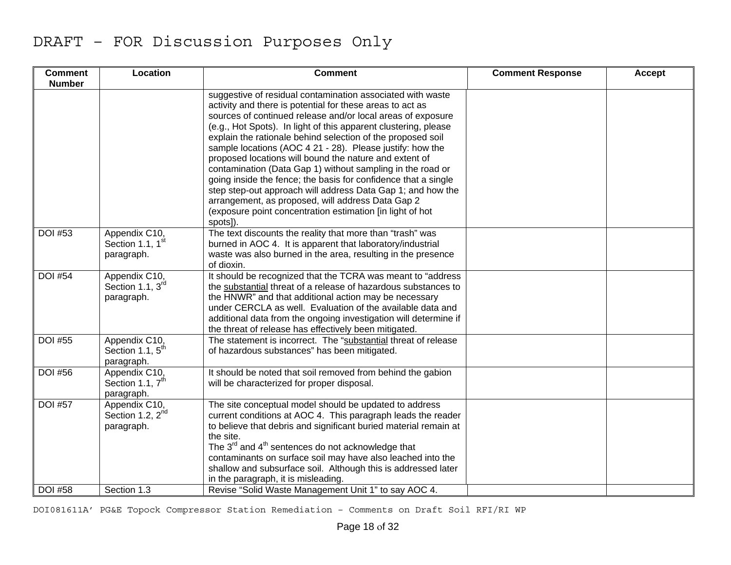# DRAFT – FOR Discussion Purposes Only

| Comment Number | Location | Comment | Comment Response | Accept |
|---|---|---|---|---|
| | | suggestive of residual contamination associated with waste activity and there is potential for these areas to act as sources of continued release and/or local areas of exposure (e.g., Hot Spots). In light of this apparent clustering, please explain the rationale behind selection of the proposed soil sample locations (AOC 4 21 - 28). Please justify: how the proposed locations will bound the nature and extent of contamination (Data Gap 1) without sampling in the road or going inside the fence; the basis for confidence that a single step step-out approach will address Data Gap 1; and how the arrangement, as proposed, will address Data Gap 2 (exposure point concentration estimation [in light of hot spots]). | | |
| DOI #53 | Appendix C10, Section 1.1, 1st paragraph. | The text discounts the reality that more than "trash" was burned in AOC 4. It is apparent that laboratory/industrial waste was also burned in the area, resulting in the presence of dioxin. | | |
| DOI #54 | Appendix C10, Section 1.1, 3rd paragraph. | It should be recognized that the TCRA was meant to "address the substantial threat of a release of hazardous substances to the HNWR" and that additional action may be necessary under CERCLA as well. Evaluation of the available data and additional data from the ongoing investigation will determine if the threat of release has effectively been mitigated. | | |
| DOI #55 | Appendix C10, Section 1.1, 5th paragraph. | The statement is incorrect. The "substantial threat of release of hazardous substances" has been mitigated. | | |
| DOI #56 | Appendix C10, Section 1.1, 7th paragraph. | It should be noted that soil removed from behind the gabion will be characterized for proper disposal. | | |
| DOI #57 | Appendix C10, Section 1.2, 2nd paragraph. | The site conceptual model should be updated to address current conditions at AOC 4. This paragraph leads the reader to believe that debris and significant buried material remain at the site.<br>The 3rd and 4th sentences do not acknowledge that contaminants on surface soil may have also leached into the shallow and subsurface soil. Although this is addressed later in the paragraph, it is misleading. | | |
| DOI #58 | Section 1.3 | Revise "Solid Waste Management Unit 1" to say AOC 4. | | |

DOI081611A' PG&E Topock Compressor Station Remediation – Comments on Draft Soil RFI/RI WP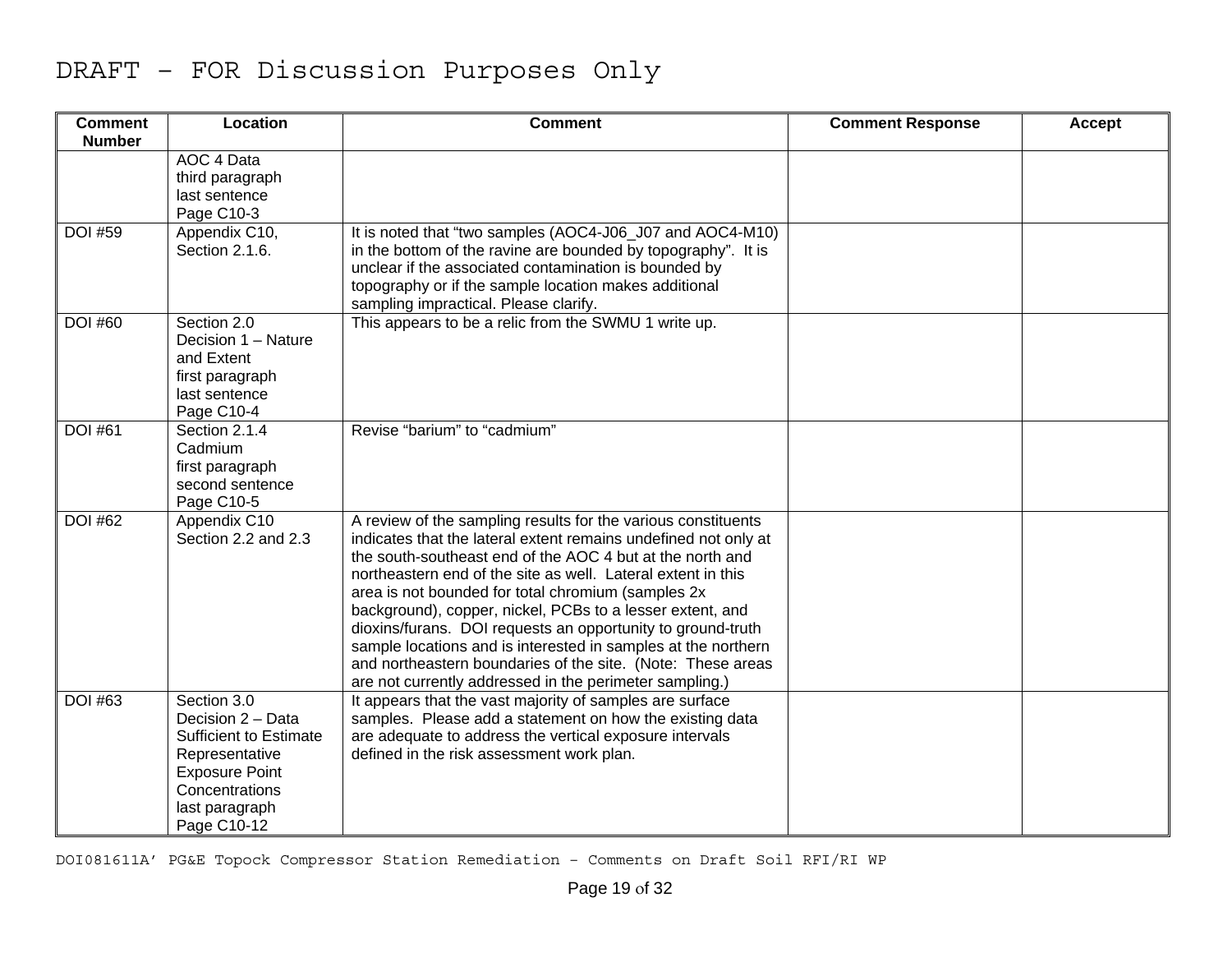DRAFT – FOR Discussion Purposes Only

| Comment Number | Location | Comment | Comment Response | Accept |
|---|---|---|---|---|
| | AOC 4 Data<br>third paragraph<br>last sentence<br>Page C10-3 | | | |
| DOI #59 | Appendix C10, Section 2.1.6. | It is noted that “two samples (AOC4-J06_J07 and AOC4-M10) in the bottom of the ravine are bounded by topography”. It is unclear if the associated contamination is bounded by topography or if the sample location makes additional sampling impractical. Please clarify. | | |
| DOI #60 | Section 2.0<br>Decision 1 – Nature and Extent<br>first paragraph<br>last sentence<br>Page C10-4 | This appears to be a relic from the SWMU 1 write up. | | |
| DOI #61 | Section 2.1.4<br>Cadmium<br>first paragraph<br>second sentence<br>Page C10-5 | Revise “barium” to “cadmium” | | |
| DOI #62 | Appendix C10<br>Section 2.2 and 2.3 | A review of the sampling results for the various constituents indicates that the lateral extent remains undefined not only at the south-southeast end of the AOC 4 but at the north and northeastern end of the site as well. Lateral extent in this area is not bounded for total chromium (samples 2x background), copper, nickel, PCBs to a lesser extent, and dioxins/furans. DOI requests an opportunity to ground-truth sample locations and is interested in samples at the northern and northeastern boundaries of the site. (Note: These areas are not currently addressed in the perimeter sampling.) | | |
| DOI #63 | Section 3.0<br>Decision 2 – Data Sufficient to Estimate Representative Exposure Point Concentrations<br>last paragraph<br>Page C10-12 | It appears that the vast majority of samples are surface samples. Please add a statement on how the existing data are adequate to address the vertical exposure intervals defined in the risk assessment work plan. | | |

DOI081611A’ PG&E Topock Compressor Station Remediation – Comments on Draft Soil RFI/RI WP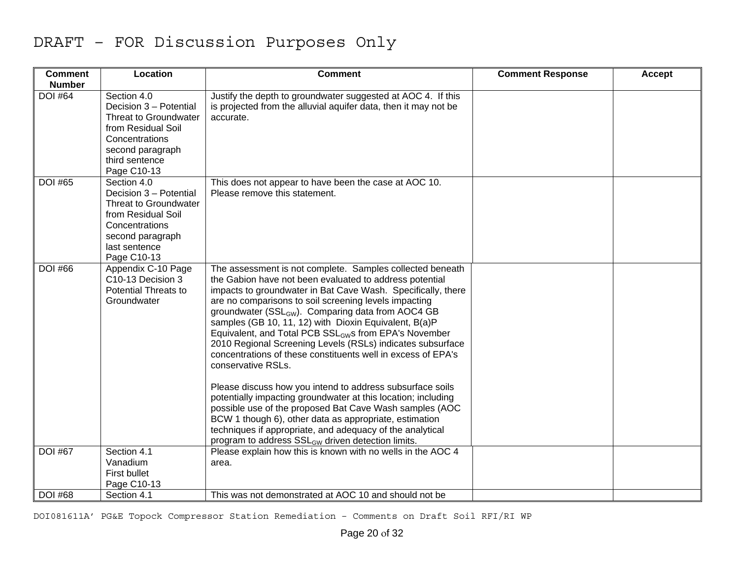# DRAFT – FOR Discussion Purposes Only

| Comment Number | Location | Comment | Comment Response | Accept |
|---|---|---|---|---|
| DOI #64 | Section 4.0<br>Decision 3 – Potential Threat to Groundwater from Residual Soil Concentrations<br>second paragraph<br>third sentence<br>Page C10-13 | Justify the depth to groundwater suggested at AOC 4. If this is projected from the alluvial aquifer data, then it may not be accurate. | | |
| DOI #65 | Section 4.0<br>Decision 3 – Potential Threat to Groundwater from Residual Soil Concentrations<br>second paragraph<br>last sentence<br>Page C10-13 | This does not appear to have been the case at AOC 10. Please remove this statement. | | |
| DOI #66 | Appendix C-10 Page C10-13 Decision 3 Potential Threats to Groundwater | The assessment is not complete. Samples collected beneath the Gabion have not been evaluated to address potential impacts to groundwater in Bat Cave Wash. Specifically, there are no comparisons to soil screening levels impacting groundwater ($SSL_{GW}$). Comparing data from AOC4 GB samples (GB 10, 11, 12) with Dioxin Equivalent, B(a)P Equivalent, and Total PCB $SSL_{GW}$s from EPA's November 2010 Regional Screening Levels (RSLs) indicates subsurface concentrations of these constituents well in excess of EPA's conservative RSLs.<br><br>Please discuss how you intend to address subsurface soils potentially impacting groundwater at this location; including possible use of the proposed Bat Cave Wash samples (AOC BCW 1 though 6), other data as appropriate, estimation techniques if appropriate, and adequacy of the analytical program to address $SSL_{GW}$ driven detection limits. | | |
| DOI #67 | Section 4.1<br>Vanadium<br>First bullet<br>Page C10-13 | Please explain how this is known with no wells in the AOC 4 area. | | |
| DOI #68 | Section 4.1 | This was not demonstrated at AOC 10 and should not be | | |

DOI081611A' PG&E Topock Compressor Station Remediation – Comments on Draft Soil RFI/RI WP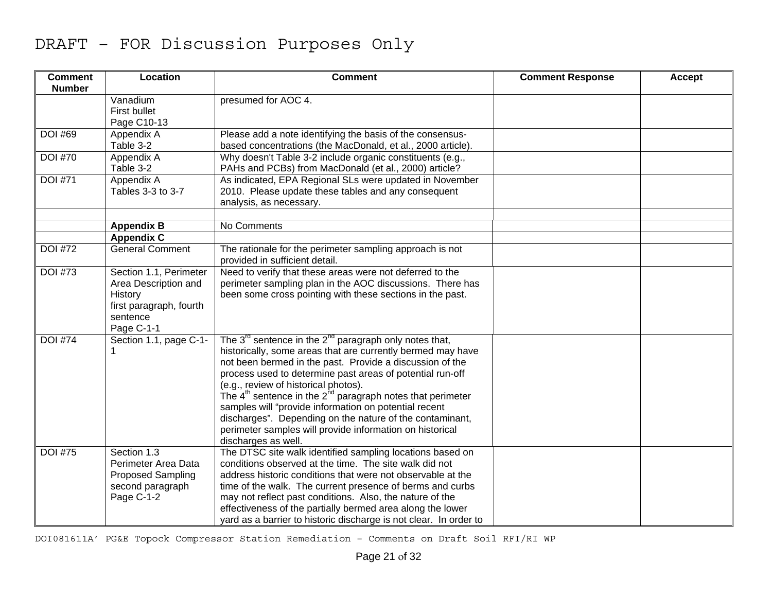DRAFT – FOR Discussion Purposes Only

| Comment Number | Location | Comment | Comment Response | Accept |
|---|---|---|---|---|
| | Vanadium<br>First bullet<br>Page C10-13 | presumed for AOC 4. | | |
| DOI #69 | Appendix A<br>Table 3-2 | Please add a note identifying the basis of the consensus-based concentrations (the MacDonald, et al., 2000 article). | | |
| DOI #70 | Appendix A<br>Table 3-2 | Why doesn't Table 3-2 include organic constituents (e.g., PAHs and PCBs) from MacDonald (et al., 2000) article? | | |
| DOI #71 | Appendix A<br>Tables 3-3 to 3-7 | As indicated, EPA Regional SLs were updated in November 2010. Please update these tables and any consequent analysis, as necessary. | | |
| | | | | |
| | **Appendix B** | No Comments | | |
| | **Appendix C** | | | |
| DOI #72 | General Comment | The rationale for the perimeter sampling approach is not provided in sufficient detail. | | |
| DOI #73 | Section 1.1, Perimeter Area Description and History<br>first paragraph, fourth sentence<br>Page C-1-1 | Need to verify that these areas were not deferred to the perimeter sampling plan in the AOC discussions. There has been some cross pointing with these sections in the past. | | |
| DOI #74 | Section 1.1, page C-1-1 | The 3rd sentence in the 2nd paragraph only notes that, historically, some areas that are currently bermed may have not been bermed in the past. Provide a discussion of the process used to determine past areas of potential run-off (e.g., review of historical photos).<br>The 4th sentence in the 2nd paragraph notes that perimeter samples will "provide information on potential recent discharges". Depending on the nature of the contaminant, perimeter samples will provide information on historical discharges as well. | | |
| DOI #75 | Section 1.3<br>Perimeter Area Data<br>Proposed Sampling<br>second paragraph<br>Page C-1-2 | The DTSC site walk identified sampling locations based on conditions observed at the time. The site walk did not address historic conditions that were not observable at the time of the walk. The current presence of berms and curbs may not reflect past conditions. Also, the nature of the effectiveness of the partially bermed area along the lower yard as a barrier to historic discharge is not clear. In order to | | |

DOI081611A' PG&E Topock Compressor Station Remediation – Comments on Draft Soil RFI/RI WP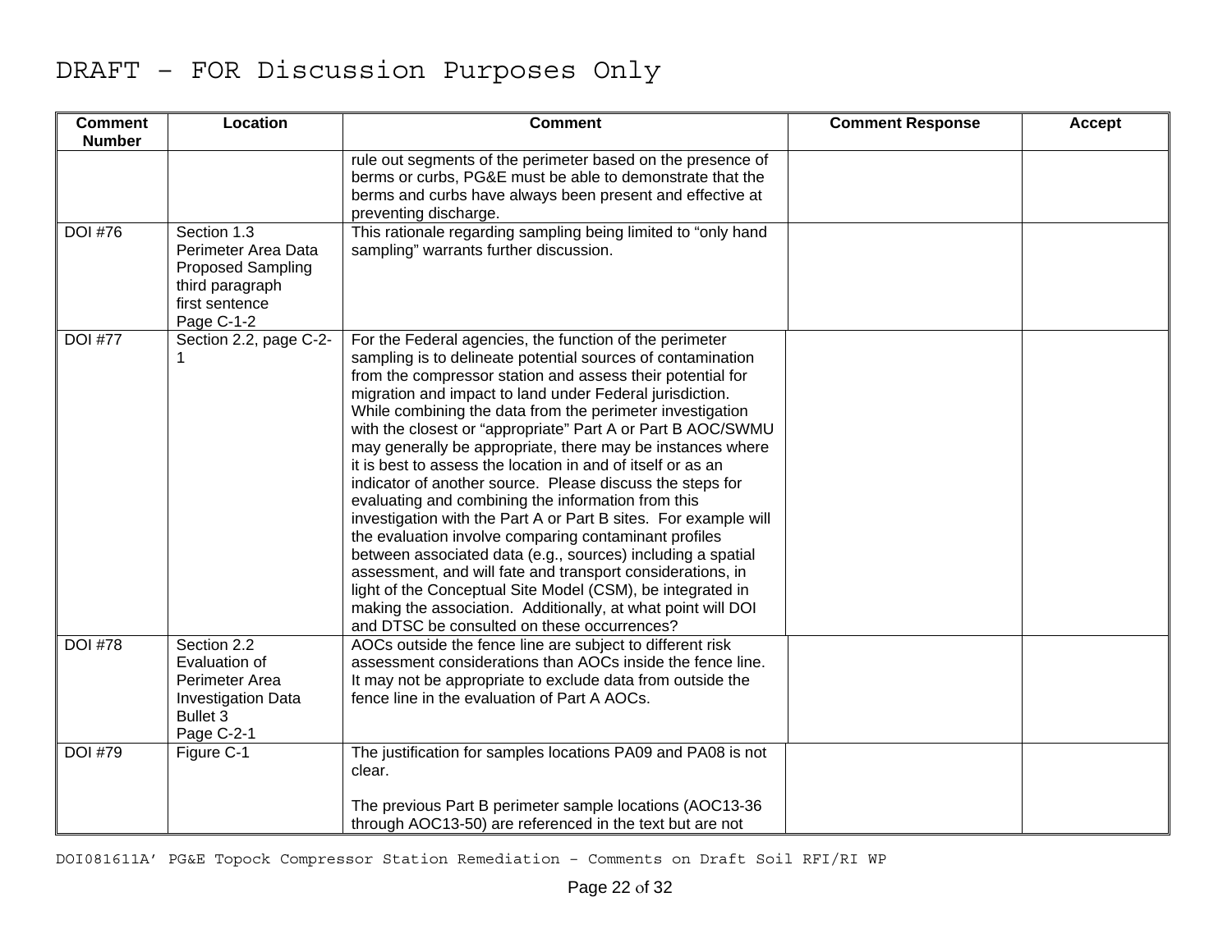DRAFT – FOR Discussion Purposes Only

| Comment Number | Location | Comment | Comment Response | Accept |
|---|---|---|---|---|
| | | rule out segments of the perimeter based on the presence of berms or curbs, PG&E must be able to demonstrate that the berms and curbs have always been present and effective at preventing discharge. | | |
| DOI #76 | Section 1.3 Perimeter Area Data Proposed Sampling third paragraph first sentence Page C-1-2 | This rationale regarding sampling being limited to "only hand sampling" warrants further discussion. | | |
| DOI #77 | Section 2.2, page C-2-1 | For the Federal agencies, the function of the perimeter sampling is to delineate potential sources of contamination from the compressor station and assess their potential for migration and impact to land under Federal jurisdiction. While combining the data from the perimeter investigation with the closest or "appropriate" Part A or Part B AOC/SWMU may generally be appropriate, there may be instances where it is best to assess the location in and of itself or as an indicator of another source. Please discuss the steps for evaluating and combining the information from this investigation with the Part A or Part B sites. For example will the evaluation involve comparing contaminant profiles between associated data (e.g., sources) including a spatial assessment, and will fate and transport considerations, in light of the Conceptual Site Model (CSM), be integrated in making the association. Additionally, at what point will DOI and DTSC be consulted on these occurrences? | | |
| DOI #78 | Section 2.2 Evaluation of Perimeter Area Investigation Data Bullet 3 Page C-2-1 | AOCs outside the fence line are subject to different risk assessment considerations than AOCs inside the fence line. It may not be appropriate to exclude data from outside the fence line in the evaluation of Part A AOCs. | | |
| DOI #79 | Figure C-1 | The justification for samples locations PA09 and PA08 is not clear.<br><br>The previous Part B perimeter sample locations (AOC13-36 through AOC13-50) are referenced in the text but are not | | |

DOI081611A' PG&E Topock Compressor Station Remediation – Comments on Draft Soil RFI/RI WP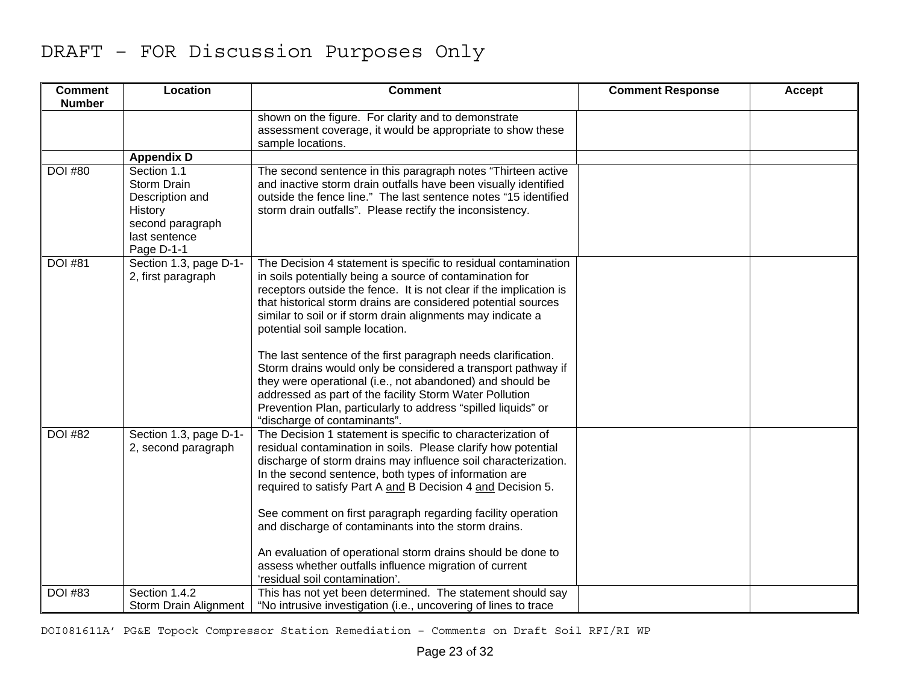# DRAFT – FOR Discussion Purposes Only

| Comment Number | Location | Comment | Comment Response | Accept |
|---|---|---|---|---|
| | | shown on the figure. For clarity and to demonstrate assessment coverage, it would be appropriate to show these sample locations. | | |
| | **Appendix D** | | | |
| DOI #80 | Section 1.1 Storm Drain Description and History second paragraph last sentence Page D-1-1 | The second sentence in this paragraph notes "Thirteen active and inactive storm drain outfalls have been visually identified outside the fence line." The last sentence notes "15 identified storm drain outfalls". Please rectify the inconsistency. | | |
| DOI #81 | Section 1.3, page D-1-2, first paragraph | The Decision 4 statement is specific to residual contamination in soils potentially being a source of contamination for receptors outside the fence. It is not clear if the implication is that historical storm drains are considered potential sources similar to soil or if storm drain alignments may indicate a potential soil sample location.<br><br>The last sentence of the first paragraph needs clarification. Storm drains would only be considered a transport pathway if they were operational (i.e., not abandoned) and should be addressed as part of the facility Storm Water Pollution Prevention Plan, particularly to address "spilled liquids" or "discharge of contaminants". | | |
| DOI #82 | Section 1.3, page D-1-2, second paragraph | The Decision 1 statement is specific to characterization of residual contamination in soils. Please clarify how potential discharge of storm drains may influence soil characterization. In the second sentence, both types of information are required to satisfy Part A <u>and</u> B Decision 4 <u>and</u> Decision 5.<br><br>See comment on first paragraph regarding facility operation and discharge of contaminants into the storm drains.<br><br>An evaluation of operational storm drains should be done to assess whether outfalls influence migration of current 'residual soil contamination'. | | |
| DOI #83 | Section 1.4.2 Storm Drain Alignment | This has not yet been determined. The statement should say "No intrusive investigation (i.e., uncovering of lines to trace | | |

DOI081611A' PG&E Topock Compressor Station Remediation – Comments on Draft Soil RFI/RI WP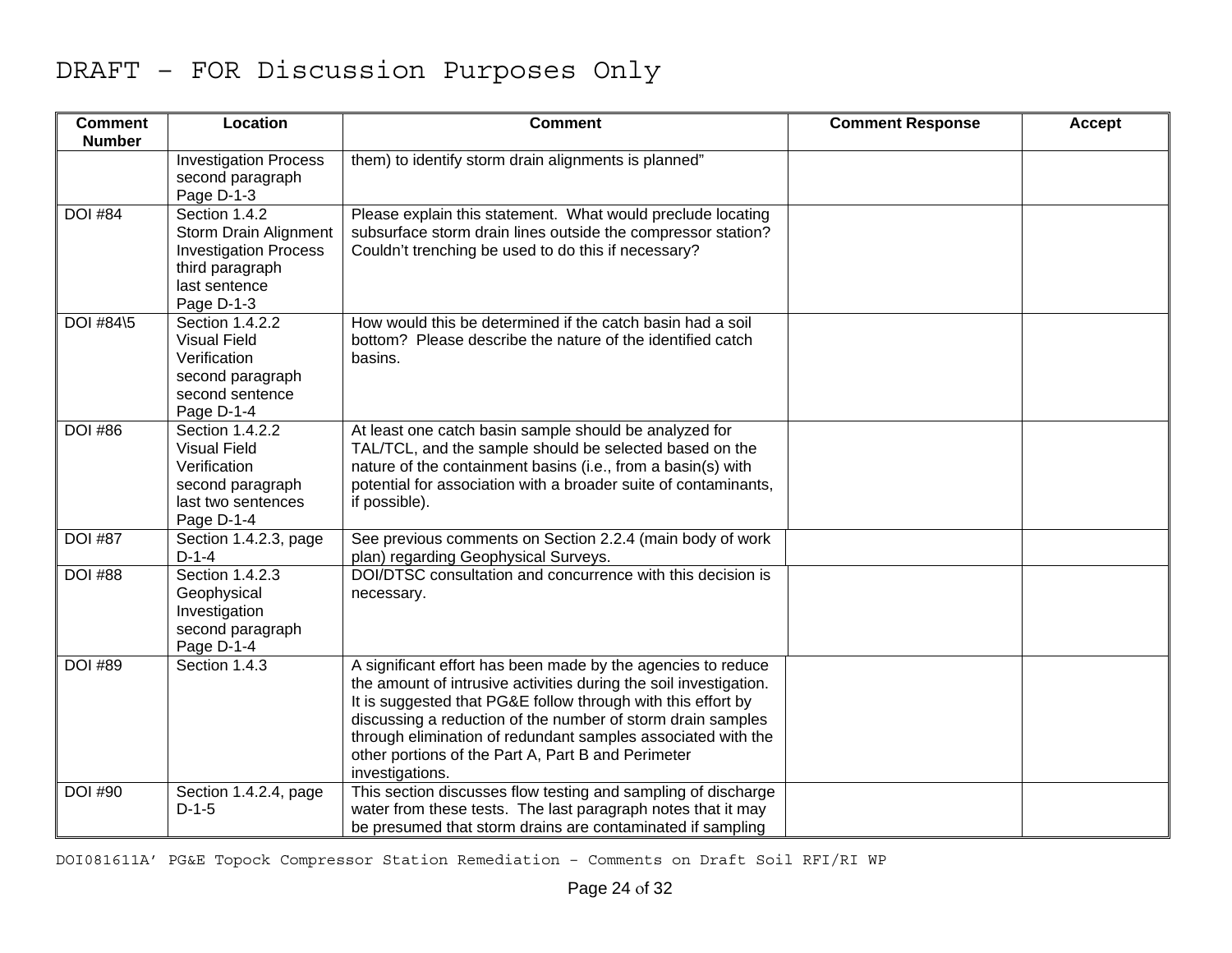# DRAFT – FOR Discussion Purposes Only

| Comment Number | Location | Comment | Comment Response | Accept |
|---|---|---|---|---|
| | Investigation Process second paragraph Page D-1-3 | them) to identify storm drain alignments is planned" | | |
| DOI #84 | Section 1.4.2 Storm Drain Alignment Investigation Process third paragraph last sentence Page D-1-3 | Please explain this statement. What would preclude locating subsurface storm drain lines outside the compressor station? Couldn't trenching be used to do this if necessary? | | |
| DOI #84\5 | Section 1.4.2.2 Visual Field Verification second paragraph second sentence Page D-1-4 | How would this be determined if the catch basin had a soil bottom? Please describe the nature of the identified catch basins. | | |
| DOI #86 | Section 1.4.2.2 Visual Field Verification second paragraph last two sentences Page D-1-4 | At least one catch basin sample should be analyzed for TAL/TCL, and the sample should be selected based on the nature of the containment basins (i.e., from a basin(s) with potential for association with a broader suite of contaminants, if possible). | | |
| DOI #87 | Section 1.4.2.3, page D-1-4 | See previous comments on Section 2.2.4 (main body of work plan) regarding Geophysical Surveys. | | |
| DOI #88 | Section 1.4.2.3 Geophysical Investigation second paragraph Page D-1-4 | DOI/DTSC consultation and concurrence with this decision is necessary. | | |
| DOI #89 | Section 1.4.3 | A significant effort has been made by the agencies to reduce the amount of intrusive activities during the soil investigation. It is suggested that PG&E follow through with this effort by discussing a reduction of the number of storm drain samples through elimination of redundant samples associated with the other portions of the Part A, Part B and Perimeter investigations. | | |
| DOI #90 | Section 1.4.2.4, page D-1-5 | This section discusses flow testing and sampling of discharge water from these tests. The last paragraph notes that it may be presumed that storm drains are contaminated if sampling | | |

DOI081611A' PG&E Topock Compressor Station Remediation – Comments on Draft Soil RFI/RI WP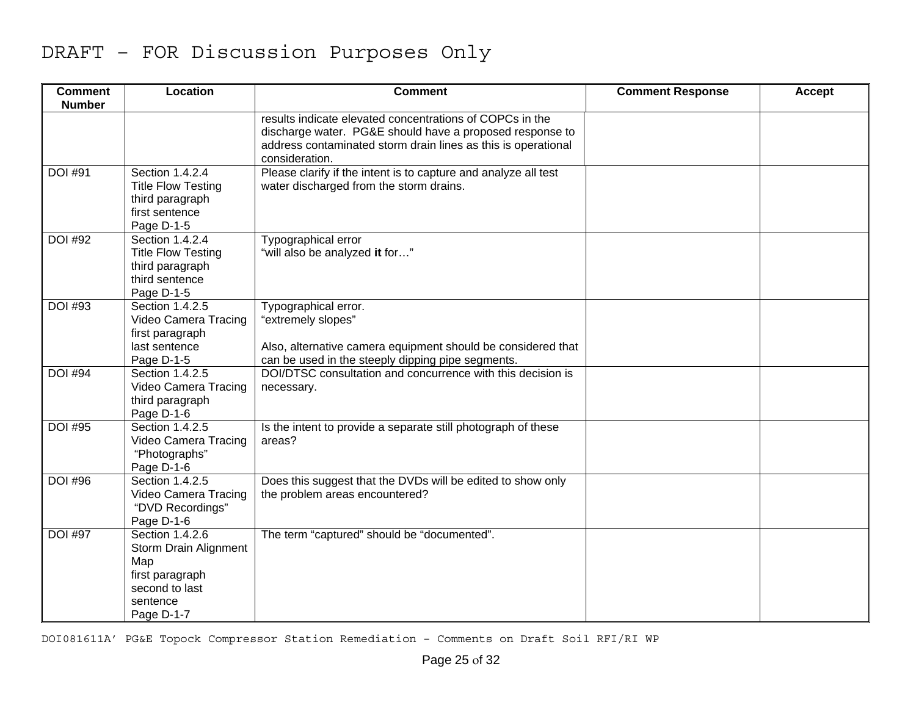DRAFT – FOR Discussion Purposes Only

| Comment Number | Location | Comment | Comment Response | Accept |
|---|---|---|---|---|
| | | results indicate elevated concentrations of COPCs in the discharge water. PG&E should have a proposed response to address contaminated storm drain lines as this is operational consideration. | | |
| DOI #91 | Section 1.4.2.4 Title Flow Testing third paragraph first sentence Page D-1-5 | Please clarify if the intent is to capture and analyze all test water discharged from the storm drains. | | |
| DOI #92 | Section 1.4.2.4 Title Flow Testing third paragraph third sentence Page D-1-5 | Typographical error "will also be analyzed **it** for…" | | |
| DOI #93 | Section 1.4.2.5 Video Camera Tracing first paragraph last sentence Page D-1-5 | Typographical error. "extremely slopes"<br><br>Also, alternative camera equipment should be considered that can be used in the steeply dipping pipe segments. | | |
| DOI #94 | Section 1.4.2.5 Video Camera Tracing third paragraph Page D-1-6 | DOI/DTSC consultation and concurrence with this decision is necessary. | | |
| DOI #95 | Section 1.4.2.5 Video Camera Tracing "Photographs" Page D-1-6 | Is the intent to provide a separate still photograph of these areas? | | |
| DOI #96 | Section 1.4.2.5 Video Camera Tracing "DVD Recordings" Page D-1-6 | Does this suggest that the DVDs will be edited to show only the problem areas encountered? | | |
| DOI #97 | Section 1.4.2.6 Storm Drain Alignment Map first paragraph second to last sentence Page D-1-7 | The term "captured" should be "documented". | | |

DOI081611A' PG&E Topock Compressor Station Remediation – Comments on Draft Soil RFI/RI WP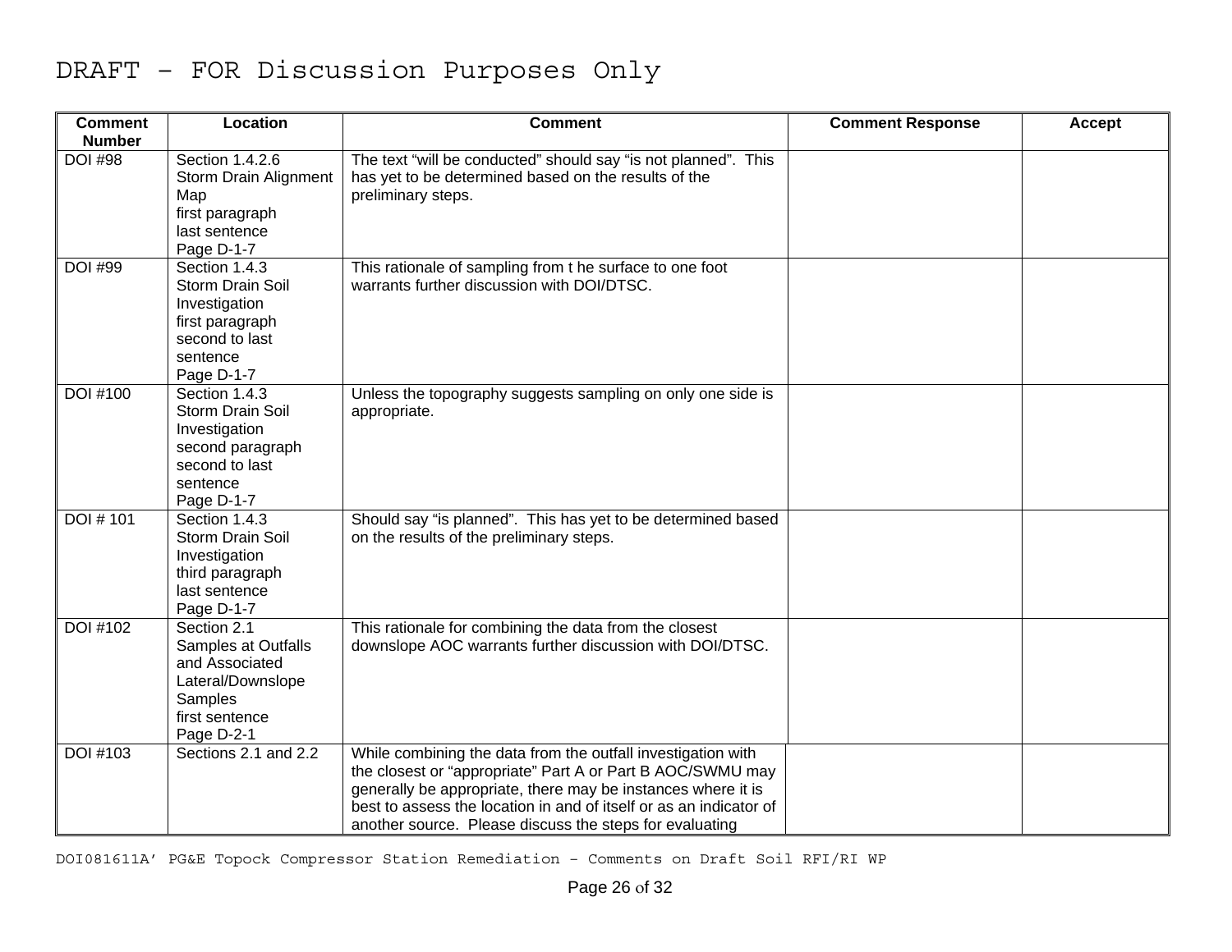DRAFT – FOR Discussion Purposes Only

| Comment Number | Location | Comment | Comment Response | Accept |
|---|---|---|---|---|
| DOI #98 | Section 1.4.2.6 Storm Drain Alignment Map first paragraph last sentence Page D-1-7 | The text "will be conducted" should say "is not planned". This has yet to be determined based on the results of the preliminary steps. | | |
| DOI #99 | Section 1.4.3 Storm Drain Soil Investigation first paragraph second to last sentence Page D-1-7 | This rationale of sampling from t he surface to one foot warrants further discussion with DOI/DTSC. | | |
| DOI #100 | Section 1.4.3 Storm Drain Soil Investigation second paragraph second to last sentence Page D-1-7 | Unless the topography suggests sampling on only one side is appropriate. | | |
| DOI # 101 | Section 1.4.3 Storm Drain Soil Investigation third paragraph last sentence Page D-1-7 | Should say "is planned". This has yet to be determined based on the results of the preliminary steps. | | |
| DOI #102 | Section 2.1 Samples at Outfalls and Associated Lateral/Downslope Samples first sentence Page D-2-1 | This rationale for combining the data from the closest downslope AOC warrants further discussion with DOI/DTSC. | | |
| DOI #103 | Sections 2.1 and 2.2 | While combining the data from the outfall investigation with the closest or "appropriate" Part A or Part B AOC/SWMU may generally be appropriate, there may be instances where it is best to assess the location in and of itself or as an indicator of another source. Please discuss the steps for evaluating | | |

DOI081611A' PG&E Topock Compressor Station Remediation – Comments on Draft Soil RFI/RI WP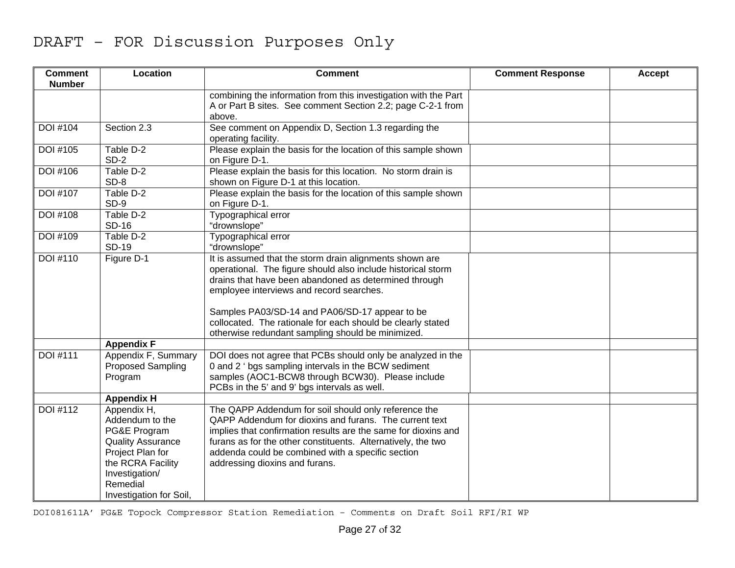DRAFT – FOR Discussion Purposes Only

| Comment Number | Location | Comment | Comment Response | Accept |
|---|---|---|---|---|
| | | combining the information from this investigation with the Part A or Part B sites. See comment Section 2.2; page C-2-1 from above. | | |
| DOI #104 | Section 2.3 | See comment on Appendix D, Section 1.3 regarding the operating facility. | | |
| DOI #105 | Table D-2 SD-2 | Please explain the basis for the location of this sample shown on Figure D-1. | | |
| DOI #106 | Table D-2 SD-8 | Please explain the basis for this location. No storm drain is shown on Figure D-1 at this location. | | |
| DOI #107 | Table D-2 SD-9 | Please explain the basis for the location of this sample shown on Figure D-1. | | |
| DOI #108 | Table D-2 SD-16 | Typographical error "drownslope" | | |
| DOI #109 | Table D-2 SD-19 | Typographical error "drownslope" | | |
| DOI #110 | Figure D-1 | It is assumed that the storm drain alignments shown are operational. The figure should also include historical storm drains that have been abandoned as determined through employee interviews and record searches.<br><br>Samples PA03/SD-14 and PA06/SD-17 appear to be collocated. The rationale for each should be clearly stated otherwise redundant sampling should be minimized. | | |
| | **Appendix F** | | | |
| DOI #111 | Appendix F, Summary Proposed Sampling Program | DOI does not agree that PCBs should only be analyzed in the 0 and 2 ' bgs sampling intervals in the BCW sediment samples (AOC1-BCW8 through BCW30). Please include PCBs in the 5' and 9' bgs intervals as well. | | |
| | **Appendix H** | | | |
| DOI #112 | Appendix H, Addendum to the PG&E Program Quality Assurance Project Plan for the RCRA Facility Investigation/ Remedial Investigation for Soil, | The QAPP Addendum for soil should only reference the QAPP Addendum for dioxins and furans. The current text implies that confirmation results are the same for dioxins and furans as for the other constituents. Alternatively, the two addenda could be combined with a specific section addressing dioxins and furans. | | |

DOI081611A' PG&E Topock Compressor Station Remediation – Comments on Draft Soil RFI/RI WP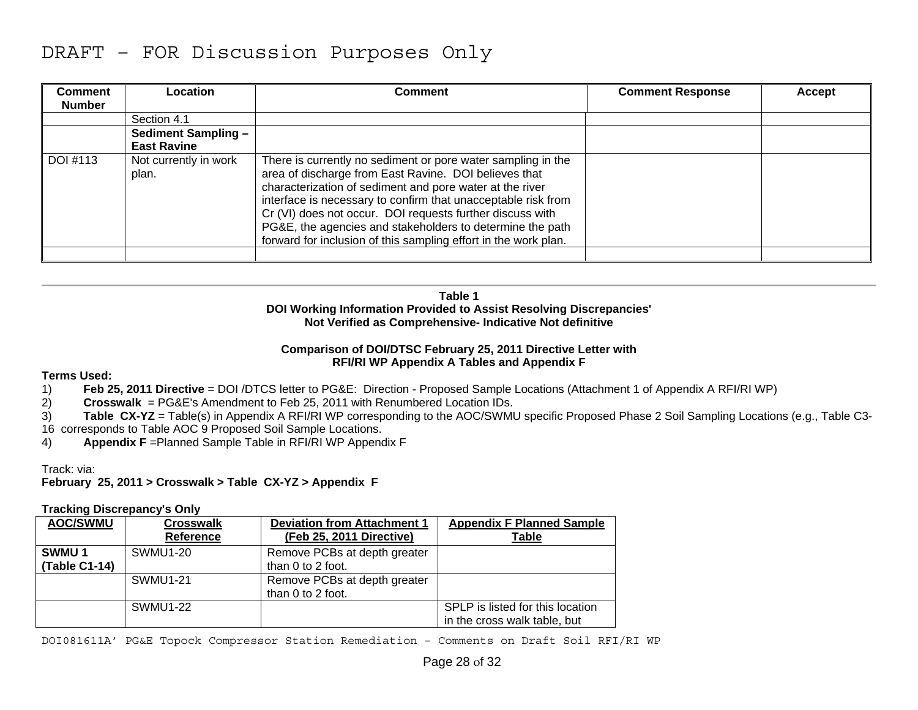DRAFT – FOR Discussion Purposes Only

| Comment Number | Location | Comment | Comment Response | Accept |
|---|---|---|---|---|
| | Section 4.1 | | | |
| | **Sediment Sampling – East Ravine** | | | |
| DOI #113 | Not currently in work plan. | There is currently no sediment or pore water sampling in the area of discharge from East Ravine. DOI believes that characterization of sediment and pore water at the river interface is necessary to confirm that unacceptable risk from Cr (VI) does not occur. DOI requests further discuss with PG&E, the agencies and stakeholders to determine the path forward for inclusion of this sampling effort in the work plan. | | |
| | | | | |

---

**Table 1**
**DOI Working Information Provided to Assist Resolving Discrepancies'**
**Not Verified as Comprehensive- Indicative Not definitive**

**Comparison of DOI/DTSC February 25, 2011 Directive Letter with**
**RFI/RI WP Appendix A Tables and Appendix F**

**Terms Used:**

1) **Feb 25, 2011 Directive** = DOI /DTCS letter to PG&E: Direction - Proposed Sample Locations (Attachment 1 of Appendix A RFI/RI WP)
2) **Crosswalk** = PG&E's Amendment to Feb 25, 2011 with Renumbered Location IDs.
3) **Table CX-YZ** = Table(s) in Appendix A RFI/RI WP corresponding to the AOC/SWMU specific Proposed Phase 2 Soil Sampling Locations (e.g., Table C3-16 corresponds to Table AOC 9 Proposed Soil Sample Locations.
4) **Appendix F** =Planned Sample Table in RFI/RI WP Appendix F

Track: via:
**February 25, 2011 > Crosswalk > Table CX-YZ > Appendix F**

**Tracking Discrepancy's Only**

| AOC/SWMU | Crosswalk Reference | Deviation from Attachment 1 (Feb 25, 2011 Directive) | Appendix F Planned Sample Table |
|---|---|---|---|
| **SWMU 1 (Table C1-14)** | SWMU1-20 | Remove PCBs at depth greater than 0 to 2 foot. | |
| | SWMU1-21 | Remove PCBs at depth greater than 0 to 2 foot. | |
| | SWMU1-22 | | SPLP is listed for this location in the cross walk table, but |

DOI081611A' PG&E Topock Compressor Station Remediation – Comments on Draft Soil RFI/RI WP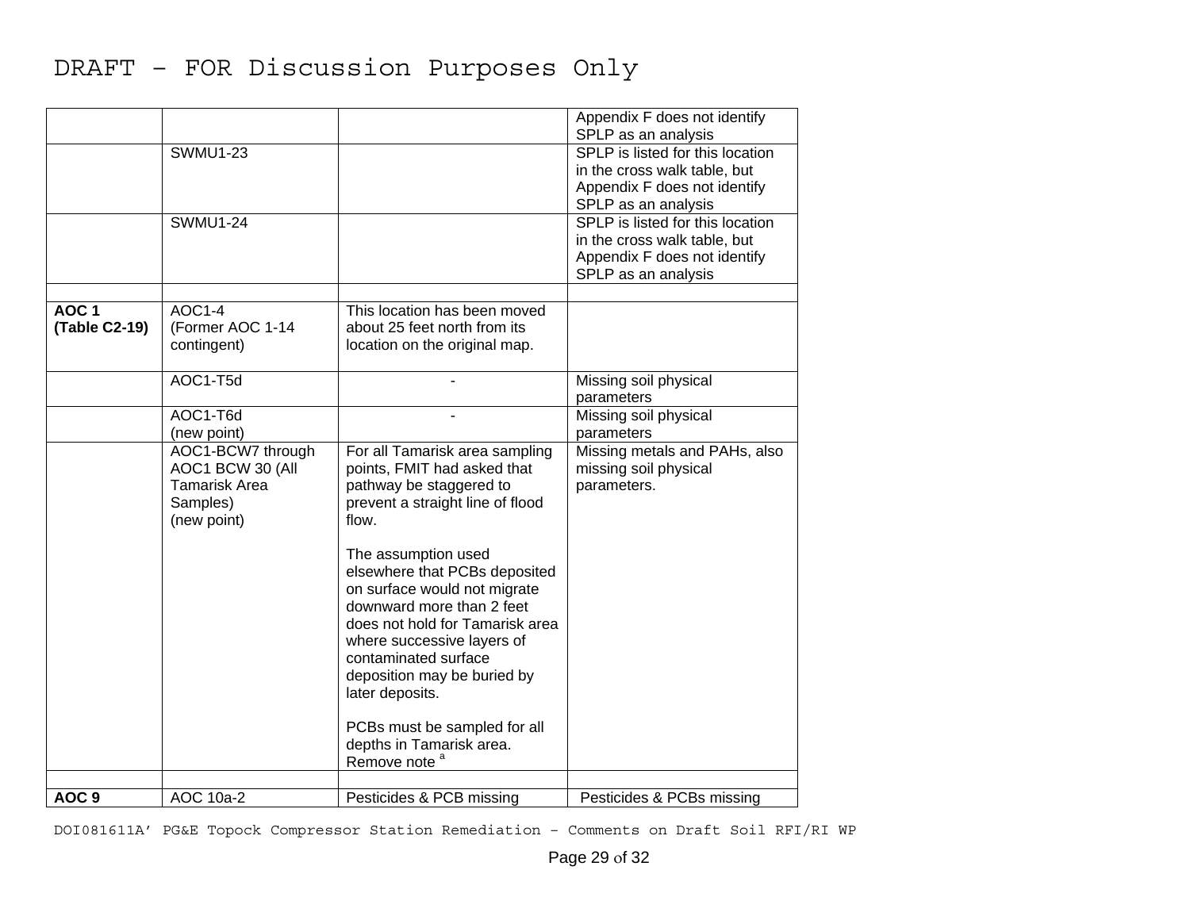DRAFT – FOR Discussion Purposes Only

| | | | |
|---|---|---|---|
| | | | Appendix F does not identify SPLP as an analysis |
| | SWMU1-23 | | SPLP is listed for this location in the cross walk table, but Appendix F does not identify SPLP as an analysis |
| | SWMU1-24 | | SPLP is listed for this location in the cross walk table, but Appendix F does not identify SPLP as an analysis |
| | | | |
| **AOC 1 (Table C2-19)** | AOC1-4 (Former AOC 1-14 contingent) | This location has been moved about 25 feet north from its location on the original map. | |
| | AOC1-T5d | - | Missing soil physical parameters |
| | AOC1-T6d (new point) | - | Missing soil physical parameters |
| | AOC1-BCW7 through AOC1 BCW 30 (All Tamarisk Area Samples) (new point) | For all Tamarisk area sampling points, FMIT had asked that pathway be staggered to prevent a straight line of flood flow.<br><br>The assumption used elsewhere that PCBs deposited on surface would not migrate downward more than 2 feet does not hold for Tamarisk area where successive layers of contaminated surface deposition may be buried by later deposits.<br><br>PCBs must be sampled for all depths in Tamarisk area. Remove note [a] | Missing metals and PAHs, also missing soil physical parameters. |
| | | | |
| **AOC 9** | AOC 10a-2 | Pesticides & PCB missing | Pesticides & PCBs missing |

DOI081611A' PG&E Topock Compressor Station Remediation – Comments on Draft Soil RFI/RI WP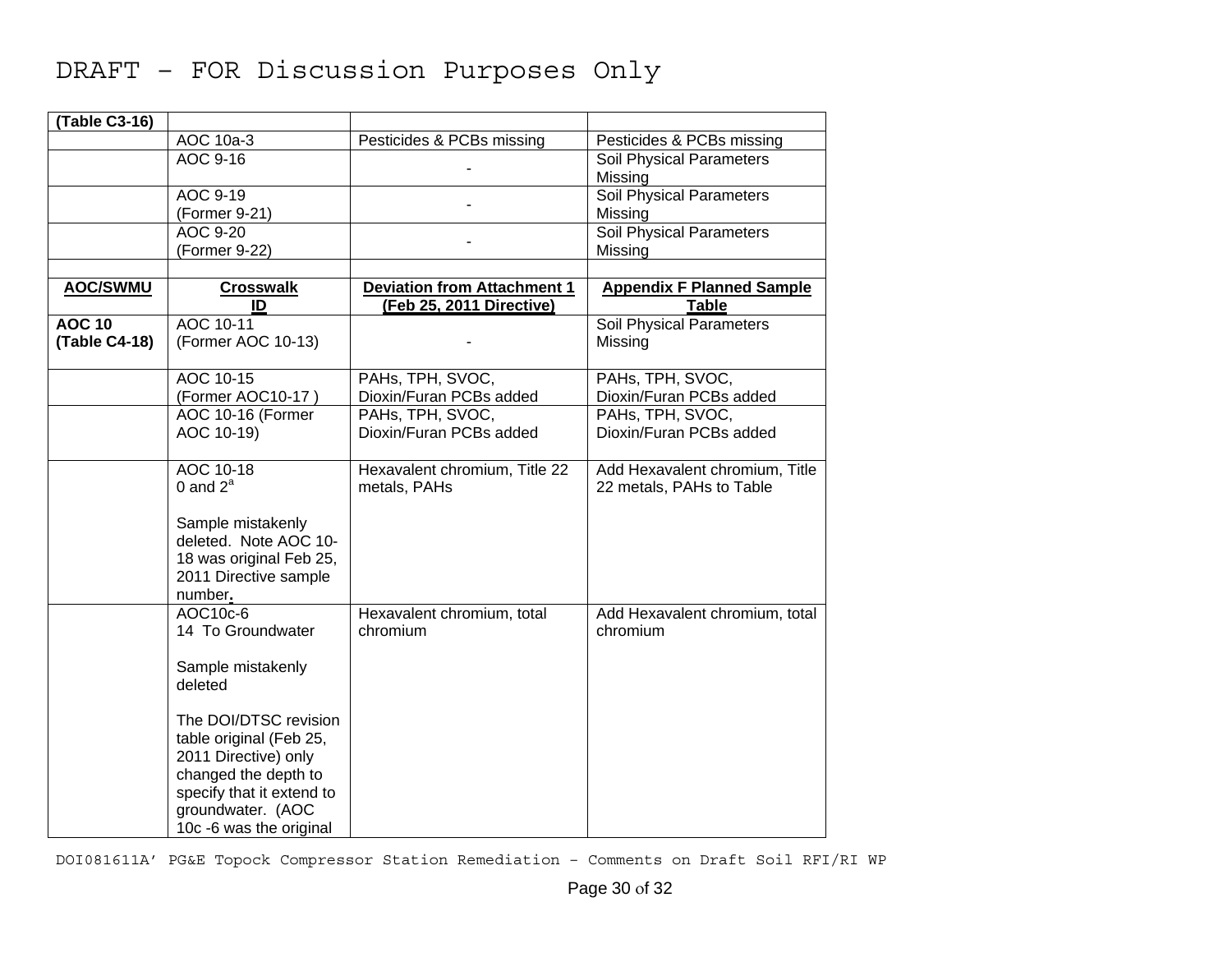DRAFT – FOR Discussion Purposes Only

| (Table C3-16) | | | |
|---|---|---|---|
| | AOC 10a-3 | Pesticides & PCBs missing | Pesticides & PCBs missing |
| | AOC 9-16 | - | Soil Physical Parameters Missing |
| | AOC 9-19 (Former 9-21) | - | Soil Physical Parameters Missing |
| | AOC 9-20 (Former 9-22) | - | Soil Physical Parameters Missing |
| | | | |
| **AOC/SWMU** | **Crosswalk ID** | **Deviation from Attachment 1 (Feb 25, 2011 Directive)** | **Appendix F Planned Sample Table** |
| **AOC 10 (Table C4-18)** | AOC 10-11 (Former AOC 10-13) | - | Soil Physical Parameters Missing |
| | AOC 10-15 (Former AOC10-17 ) | PAHs, TPH, SVOC, Dioxin/Furan PCBs added | PAHs, TPH, SVOC, Dioxin/Furan PCBs added |
| | AOC 10-16 (Former AOC 10-19) | PAHs, TPH, SVOC, Dioxin/Furan PCBs added | PAHs, TPH, SVOC, Dioxin/Furan PCBs added |
| | AOC 10-18 0 and 2[a] <br><br> Sample mistakenly deleted. Note AOC 10-18 was original Feb 25, 2011 Directive sample number. | Hexavalent chromium, Title 22 metals, PAHs | Add Hexavalent chromium, Title 22 metals, PAHs to Table |
| | AOC10c-6 14 To Groundwater <br><br> Sample mistakenly deleted <br><br> The DOI/DTSC revision table original (Feb 25, 2011 Directive) only changed the depth to specify that it extend to groundwater. (AOC 10c -6 was the original | Hexavalent chromium, total chromium | Add Hexavalent chromium, total chromium |

DOI081611A' PG&E Topock Compressor Station Remediation – Comments on Draft Soil RFI/RI WP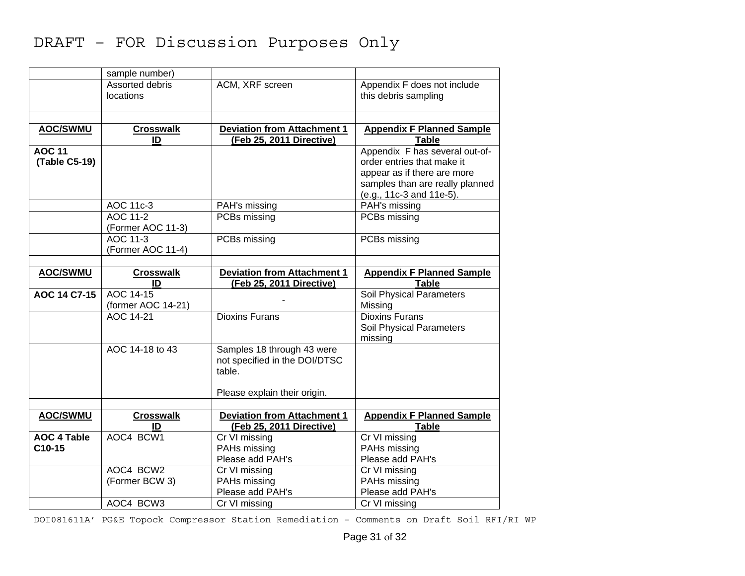DRAFT – FOR Discussion Purposes Only

| | sample number) | | |
|---|---|---|---|
| | Assorted debris locations | ACM, XRF screen | Appendix F does not include this debris sampling |
| | | | |
| **AOC/SWMU** | **Crosswalk ID** | **Deviation from Attachment 1 (Feb 25, 2011 Directive)** | **Appendix F Planned Sample Table** |
| **AOC 11 (Table C5-19)** | | | Appendix F has several out-of-order entries that make it appear as if there are more samples than are really planned (e.g., 11c-3 and 11e-5). |
| | AOC 11c-3 | PAH's missing | PAH's missing |
| | AOC 11-2 (Former AOC 11-3) | PCBs missing | PCBs missing |
| | AOC 11-3 (Former AOC 11-4) | PCBs missing | PCBs missing |
| | | | |
| **AOC/SWMU** | **Crosswalk ID** | **Deviation from Attachment 1 (Feb 25, 2011 Directive)** | **Appendix F Planned Sample Table** |
| **AOC 14 C7-15** | AOC 14-15 (former AOC 14-21) | - | Soil Physical Parameters Missing |
| | AOC 14-21 | Dioxins Furans | Dioxins Furans<br>Soil Physical Parameters missing |
| | AOC 14-18 to 43 | Samples 18 through 43 were not specified in the DOI/DTSC table.<br><br>Please explain their origin. | |
| | | | |
| **AOC/SWMU** | **Crosswalk ID** | **Deviation from Attachment 1 (Feb 25, 2011 Directive)** | **Appendix F Planned Sample Table** |
| **AOC 4 Table C10-15** | AOC4 BCW1 | Cr VI missing<br>PAHs missing<br>Please add PAH's | Cr VI missing<br>PAHs missing<br>Please add PAH's |
| | AOC4 BCW2 (Former BCW 3) | Cr VI missing<br>PAHs missing<br>Please add PAH's | Cr VI missing<br>PAHs missing<br>Please add PAH's |
| | AOC4 BCW3 | Cr VI missing | Cr VI missing |

DOI081611A' PG&E Topock Compressor Station Remediation – Comments on Draft Soil RFI/RI WP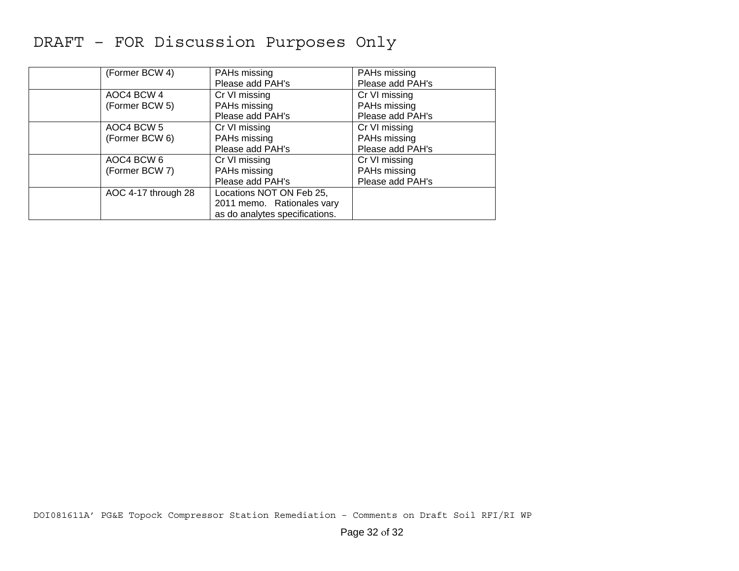DRAFT – FOR Discussion Purposes Only

| | | | |
|---|---|---|---|
| | (Former BCW 4) | PAHs missing<br>Please add PAH's | PAHs missing<br>Please add PAH's |
| | AOC4 BCW 4<br>(Former BCW 5) | Cr VI missing<br>PAHs missing<br>Please add PAH's | Cr VI missing<br>PAHs missing<br>Please add PAH's |
| | AOC4 BCW 5<br>(Former BCW 6) | Cr VI missing<br>PAHs missing<br>Please add PAH's | Cr VI missing<br>PAHs missing<br>Please add PAH's |
| | AOC4 BCW 6<br>(Former BCW 7) | Cr VI missing<br>PAHs missing<br>Please add PAH's | Cr VI missing<br>PAHs missing<br>Please add PAH's |
| | AOC 4-17 through 28 | Locations NOT ON Feb 25, 2011 memo. Rationales vary as do analytes specifications. | |